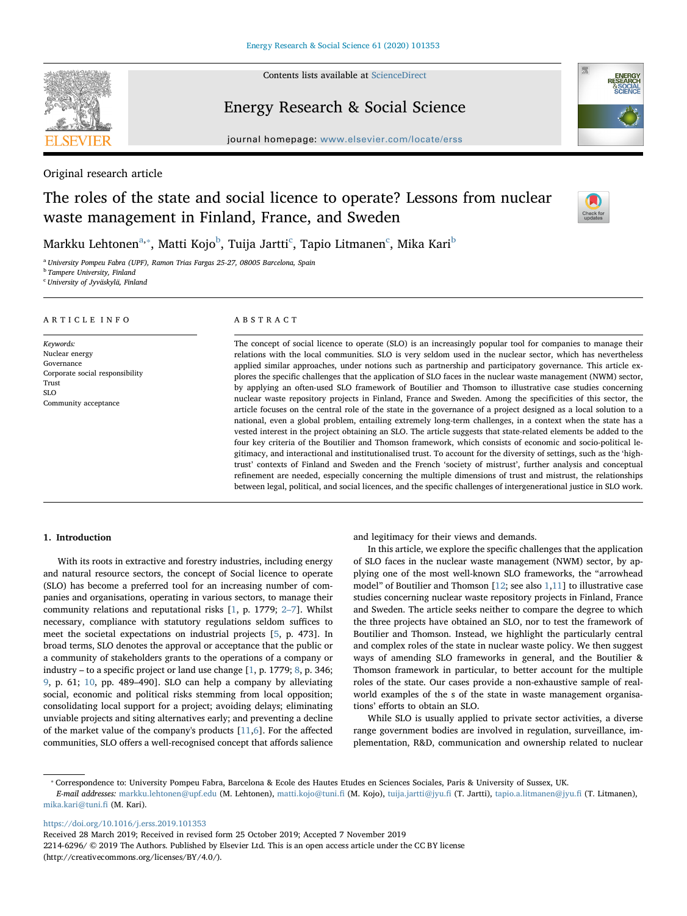Original research article

# The roles of the state and social licence to operate? Lessons from nuclear waste management in Finland, France, and Sweden

Markku Lehtonen[a,*], Matti Kojo[b], Tuija Jartti[c], Tapio Litmanen[c], Mika Kari[b]

[a] University Pompeu Fabra (UPF), Ramon Trias Fargas 25-27, 08005 Barcelona, Spain
[b] Tampere University, Finland
[c] University of Jyväskylä, Finland

## ARTICLE INFO

*Keywords:*
Nuclear energy
Governance
Corporate social responsibility
Trust
SLO
Community acceptance

## ABSTRACT

The concept of social licence to operate (SLO) is an increasingly popular tool for companies to manage their relations with the local communities. SLO is very seldom used in the nuclear sector, which has nevertheless applied similar approaches, under notions such as partnership and participatory governance. This article explores the specific challenges that the application of SLO faces in the nuclear waste management (NWM) sector, by applying an often-used SLO framework of Boutilier and Thomson to illustrative case studies concerning nuclear waste repository projects in Finland, France and Sweden. Among the specificities of this sector, the article focuses on the central role of the state in the governance of a project designed as a local solution to a national, even a global problem, entailing extremely long-term challenges, in a context when the state has a vested interest in the project obtaining an SLO. The article suggests that state-related elements be added to the four key criteria of the Boutilier and Thomson framework, which consists of economic and socio-political legitimacy, and interactional and institutionalised trust. To account for the diversity of settings, such as the 'high-trust' contexts of Finland and Sweden and the French 'society of mistrust', further analysis and conceptual refinement are needed, especially concerning the multiple dimensions of trust and mistrust, the relationships between legal, political, and social licences, and the specific challenges of intergenerational justice in SLO work.

## 1. Introduction

With its roots in extractive and forestry industries, including energy and natural resource sectors, the concept of Social licence to operate (SLO) has become a preferred tool for an increasing number of companies and organisations, operating in various sectors, to manage their community relations and reputational risks [1, p. 1779; 2–7]. Whilst necessary, compliance with statutory regulations seldom suffices to meet the societal expectations on industrial projects [5, p. 473]. In broad terms, SLO denotes the approval or acceptance that the public or a community of stakeholders grants to the operations of a company or industry – to a specific project or land use change [1, p. 1779; 8, p. 346; 9, p. 61; 10, pp. 489–490]. SLO can help a company by alleviating social, economic and political risks stemming from local opposition; consolidating local support for a project; avoiding delays; eliminating unviable projects and siting alternatives early; and preventing a decline of the market value of the company's products [11,6]. For the affected communities, SLO offers a well-recognised concept that affords salience and legitimacy for their views and demands.

In this article, we explore the specific challenges that the application of SLO faces in the nuclear waste management (NWM) sector, by applying one of the most well-known SLO frameworks, the "arrowhead model" of Boutilier and Thomson [12; see also 1,11] to illustrative case studies concerning nuclear waste repository projects in Finland, France and Sweden. The article seeks neither to compare the degree to which the three projects have obtained an SLO, nor to test the framework of Boutilier and Thomson. Instead, we highlight the particularly central and complex roles of the state in nuclear waste policy. We then suggest ways of amending SLO frameworks in general, and the Boutilier & Thomson framework in particular, to better account for the multiple roles of the state. Our cases provide a non-exhaustive sample of real-world examples of the s of the state in waste management organisations' efforts to obtain an SLO.

While SLO is usually applied to private sector activities, a diverse range government bodies are involved in regulation, surveillance, implementation, R&D, communication and ownership related to nuclear

---

* Correspondence to: University Pompeu Fabra, Barcelona & Ecole des Hautes Etudes en Sciences Sociales, Paris & University of Sussex, UK.
*E-mail addresses:* markku.lehtonen@upf.edu (M. Lehtonen), matti.kojo@tuni.fi (M. Kojo), tuija.jartti@jyu.fi (T. Jartti), tapio.a.litmanen@jyu.fi (T. Litmanen), mika.kari@tuni.fi (M. Kari).

https://doi.org/10.1016/j.erss.2019.101353
Received 28 March 2019; Received in revised form 25 October 2019; Accepted 7 November 2019
2214-6296/ © 2019 The Authors. Published by Elsevier Ltd. This is an open access article under the CC BY license (http://creativecommons.org/licenses/BY/4.0/).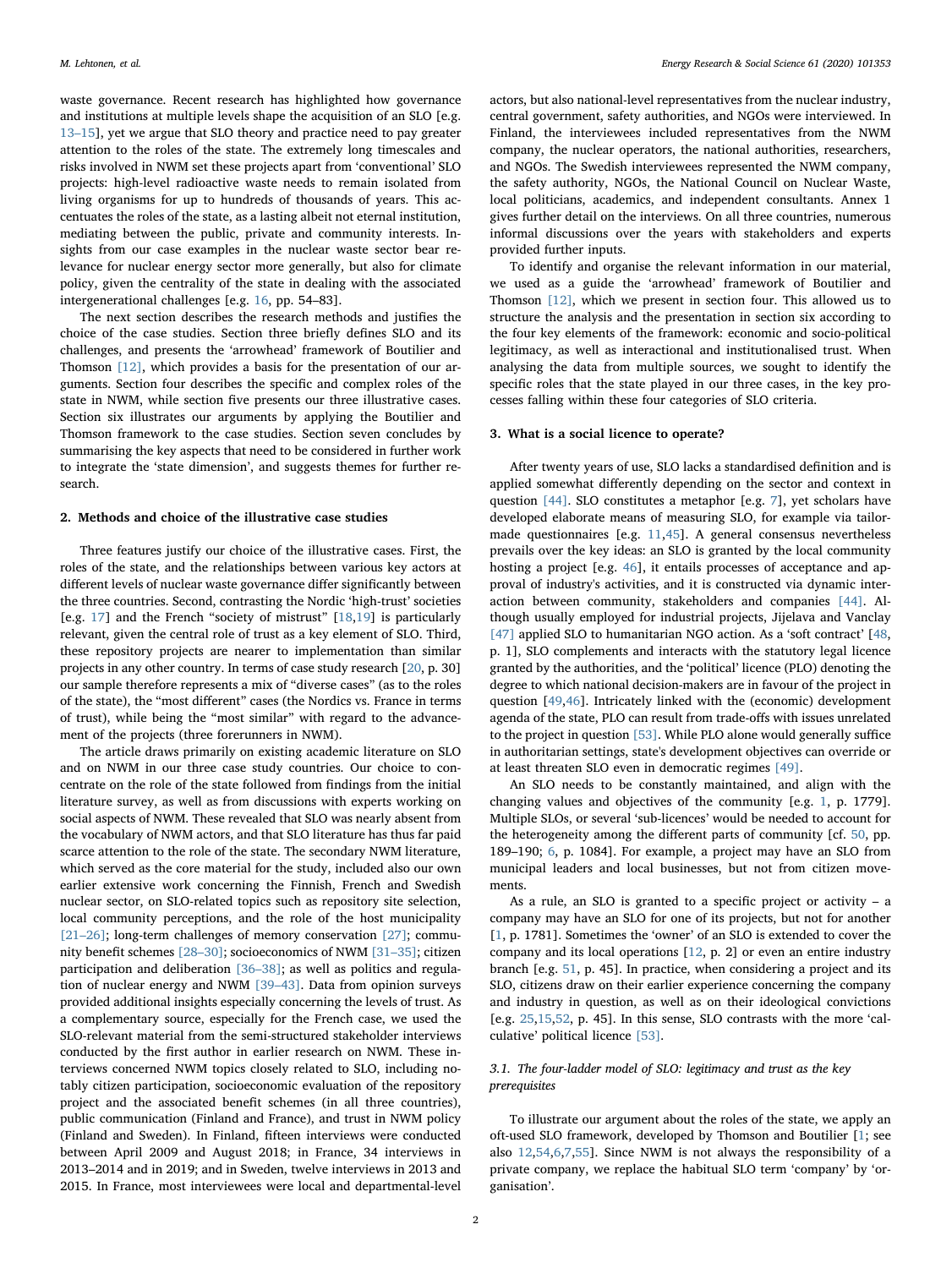waste governance. Recent research has highlighted how governance and institutions at multiple levels shape the acquisition of an SLO [e.g. 13–15], yet we argue that SLO theory and practice need to pay greater attention to the roles of the state. The extremely long timescales and risks involved in NWM set these projects apart from 'conventional' SLO projects: high-level radioactive waste needs to remain isolated from living organisms for up to hundreds of thousands of years. This accentuates the roles of the state, as a lasting albeit not eternal institution, mediating between the public, private and community interests. Insights from our case examples in the nuclear waste sector bear relevance for nuclear energy sector more generally, but also for climate policy, given the centrality of the state in dealing with the associated intergenerational challenges [e.g. 16, pp. 54–83].

The next section describes the research methods and justifies the choice of the case studies. Section three briefly defines SLO and its challenges, and presents the 'arrowhead' framework of Boutilier and Thomson [12], which provides a basis for the presentation of our arguments. Section four describes the specific and complex roles of the state in NWM, while section five presents our three illustrative cases. Section six illustrates our arguments by applying the Boutilier and Thomson framework to the case studies. Section seven concludes by summarising the key aspects that need to be considered in further work to integrate the 'state dimension', and suggests themes for further research.

## 2. Methods and choice of the illustrative case studies

Three features justify our choice of the illustrative cases. First, the roles of the state, and the relationships between various key actors at different levels of nuclear waste governance differ significantly between the three countries. Second, contrasting the Nordic 'high-trust' societies [e.g. 17] and the French "society of mistrust" [18,19] is particularly relevant, given the central role of trust as a key element of SLO. Third, these repository projects are nearer to implementation than similar projects in any other country. In terms of case study research [20, p. 30] our sample therefore represents a mix of "diverse cases" (as to the roles of the state), the "most different" cases (the Nordics vs. France in terms of trust), while being the "most similar" with regard to the advancement of the projects (three forerunners in NWM).

The article draws primarily on existing academic literature on SLO and on NWM in our three case study countries. Our choice to concentrate on the role of the state followed from findings from the initial literature survey, as well as from discussions with experts working on social aspects of NWM. These revealed that SLO was nearly absent from the vocabulary of NWM actors, and that SLO literature has thus far paid scarce attention to the role of the state. The secondary NWM literature, which served as the core material for the study, included also our own earlier extensive work concerning the Finnish, French and Swedish nuclear sector, on SLO-related topics such as repository site selection, local community perceptions, and the role of the host municipality [21–26]; long-term challenges of memory conservation [27]; community benefit schemes [28–30]; socioeconomics of NWM [31–35]; citizen participation and deliberation [36–38]; as well as politics and regulation of nuclear energy and NWM [39–43]. Data from opinion surveys provided additional insights especially concerning the levels of trust. As a complementary source, especially for the French case, we used the SLO-relevant material from the semi-structured stakeholder interviews conducted by the first author in earlier research on NWM. These interviews concerned NWM topics closely related to SLO, including notably citizen participation, socioeconomic evaluation of the repository project and the associated benefit schemes (in all three countries), public communication (Finland and France), and trust in NWM policy (Finland and Sweden). In Finland, fifteen interviews were conducted between April 2009 and August 2018; in France, 34 interviews in 2013–2014 and in 2019; and in Sweden, twelve interviews in 2013 and 2015. In France, most interviewees were local and departmental-level actors, but also national-level representatives from the nuclear industry, central government, safety authorities, and NGOs were interviewed. In Finland, the interviewees included representatives from the NWM company, the nuclear operators, the national authorities, researchers, and NGOs. The Swedish interviewees represented the NWM company, the safety authority, NGOs, the National Council on Nuclear Waste, local politicians, academics, and independent consultants. Annex 1 gives further detail on the interviews. On all three countries, numerous informal discussions over the years with stakeholders and experts provided further inputs.

To identify and organise the relevant information in our material, we used as a guide the 'arrowhead' framework of Boutilier and Thomson [12], which we present in section four. This allowed us to structure the analysis and the presentation in section six according to the four key elements of the framework: economic and socio-political legitimacy, as well as interactional and institutionalised trust. When analysing the data from multiple sources, we sought to identify the specific roles that the state played in our three cases, in the key processes falling within these four categories of SLO criteria.

## 3. What is a social licence to operate?

After twenty years of use, SLO lacks a standardised definition and is applied somewhat differently depending on the sector and context in question [44]. SLO constitutes a metaphor [e.g. 7], yet scholars have developed elaborate means of measuring SLO, for example via tailor-made questionnaires [e.g. 11,45]. A general consensus nevertheless prevails over the key ideas: an SLO is granted by the local community hosting a project [e.g. 46], it entails processes of acceptance and approval of industry's activities, and it is constructed via dynamic interaction between community, stakeholders and companies [44]. Although usually employed for industrial projects, Jijelava and Vanclay [47] applied SLO to humanitarian NGO action. As a 'soft contract' [48, p. 1], SLO complements and interacts with the statutory legal licence granted by the authorities, and the 'political' licence (PLO) denoting the degree to which national decision-makers are in favour of the project in question [49,46]. Intricately linked with the (economic) development agenda of the state, PLO can result from trade-offs with issues unrelated to the project in question [53]. While PLO alone would generally suffice in authoritarian settings, state's development objectives can override or at least threaten SLO even in democratic regimes [49].

An SLO needs to be constantly maintained, and align with the changing values and objectives of the community [e.g. 1, p. 1779]. Multiple SLOs, or several 'sub-licences' would be needed to account for the heterogeneity among the different parts of community [cf. 50, pp. 189–190; 6, p. 1084]. For example, a project may have an SLO from municipal leaders and local businesses, but not from citizen movements.

As a rule, an SLO is granted to a specific project or activity – a company may have an SLO for one of its projects, but not for another [1, p. 1781]. Sometimes the 'owner' of an SLO is extended to cover the company and its local operations [12, p. 2] or even an entire industry branch [e.g. 51, p. 45]. In practice, when considering a project and its SLO, citizens draw on their earlier experience concerning the company and industry in question, as well as on their ideological convictions [e.g. 25,15,52, p. 45]. In this sense, SLO contrasts with the more 'calculative' political licence [53].

### 3.1. The four-ladder model of SLO: legitimacy and trust as the key prerequisites

To illustrate our argument about the roles of the state, we apply an oft-used SLO framework, developed by Thomson and Boutilier [1; see also 12,54,6,7,55]. Since NWM is not always the responsibility of a private company, we replace the habitual SLO term 'company' by 'organisation'.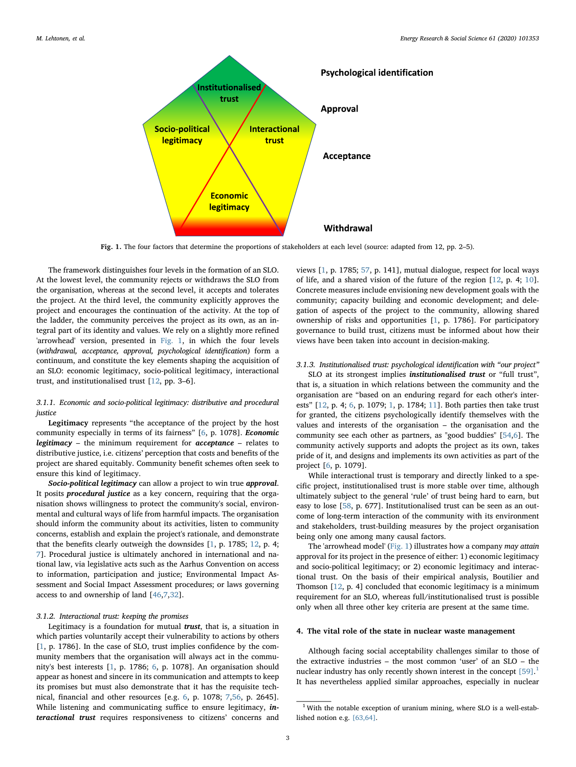Fig. 1. The four factors that determine the proportions of stakeholders at each level (source: adapted from 12, pp. 2–5).

The framework distinguishes four levels in the formation of an SLO. At the lowest level, the community rejects or withdraws the SLO from the organisation, whereas at the second level, it accepts and tolerates the project. At the third level, the community explicitly approves the project and encourages the continuation of the activity. At the top of the ladder, the community perceives the project as its own, as an integral part of its identity and values. We rely on a slightly more refined 'arrowhead' version, presented in Fig. 1, in which the four levels (*withdrawal, acceptance, approval, psychological identification*) form a continuum, and constitute the key elements shaping the acquisition of an SLO: economic legitimacy, socio-political legitimacy, interactional trust, and institutionalised trust [12, pp. 3–6].

### 3.1.1. Economic and socio-political legitimacy: distributive and procedural justice

**Legitimacy** represents "the acceptance of the project by the host community especially in terms of its fairness" [6, p. 1078]. ***Economic legitimacy*** – the minimum requirement for ***acceptance*** – relates to distributive justice, i.e. citizens' perception that costs and benefits of the project are shared equitably. Community benefit schemes often seek to ensure this kind of legitimacy.

***Socio-political legitimacy*** can allow a project to win true ***approval***. It posits ***procedural justice*** as a key concern, requiring that the organisation shows willingness to protect the community's social, environmental and cultural ways of life from harmful impacts. The organisation should inform the community about its activities, listen to community concerns, establish and explain the project's rationale, and demonstrate that the benefits clearly outweigh the downsides [1, p. 1785; 12, p. 4; 7]. Procedural justice is ultimately anchored in international and national law, via legislative acts such as the Aarhus Convention on access to information, participation and justice; Environmental Impact Assessment and Social Impact Assessment procedures; or laws governing access to and ownership of land [46,7,32].

### 3.1.2. Interactional trust: keeping the promises

Legitimacy is a foundation for mutual ***trust***, that is, a situation in which parties voluntarily accept their vulnerability to actions by others [1, p. 1786]. In the case of SLO, trust implies confidence by the community members that the organisation will always act in the community's best interests [1, p. 1786; 6, p. 1078]. An organisation should appear as honest and sincere in its communication and attempts to keep its promises but must also demonstrate that it has the requisite technical, financial and other resources [e.g. 6, p. 1078; 7,56, p. 2645]. While listening and communicating suffice to ensure legitimacy, ***interactional trust*** requires responsiveness to citizens' concerns and views [1, p. 1785; 57, p. 141], mutual dialogue, respect for local ways of life, and a shared vision of the future of the region [12, p. 4; 10]. Concrete measures include envisioning new development goals with the community; capacity building and economic development; and delegation of aspects of the project to the community, allowing shared ownership of risks and opportunities [1, p. 1786]. For participatory governance to build trust, citizens must be informed about how their views have been taken into account in decision-making.

### 3.1.3. Institutionalised trust: psychological identification with "our project"

SLO at its strongest implies ***institutionalised trust*** or "full trust", that is, a situation in which relations between the community and the organisation are "based on an enduring regard for each other's interests" [12, p. 4; 6, p. 1079; 1, p. 1784; 11]. Both parties then take trust for granted, the citizens psychologically identify themselves with the values and interests of the organisation – the organisation and the community see each other as partners, as "good buddies" [54,6]. The community actively supports and adopts the project as its own, takes pride of it, and designs and implements its own activities as part of the project [6, p. 1079].

While interactional trust is temporary and directly linked to a specific project, institutionalised trust is more stable over time, although ultimately subject to the general 'rule' of trust being hard to earn, but easy to lose [58, p. 677]. Institutionalised trust can be seen as an outcome of long-term interaction of the community with its environment and stakeholders, trust-building measures by the project organisation being only one among many causal factors.

The 'arrowhead model' (Fig. 1) illustrates how a company *may attain* approval for its project in the presence of either: 1) economic legitimacy and socio-political legitimacy; or 2) economic legitimacy and interactional trust. On the basis of their empirical analysis, Boutilier and Thomson [12, p. 4] concluded that economic legitimacy is a minimum requirement for an SLO, whereas full/institutionalised trust is possible only when all three other key criteria are present at the same time.

## 4. The vital role of the state in nuclear waste management

Although facing social acceptability challenges similar to those of the extractive industries – the most common 'user' of an SLO – the nuclear industry has only recently shown interest in the concept [59].[1] It has nevertheless applied similar approaches, especially in nuclear

[1] With the notable exception of uranium mining, where SLO is a well-established notion e.g. [63,64].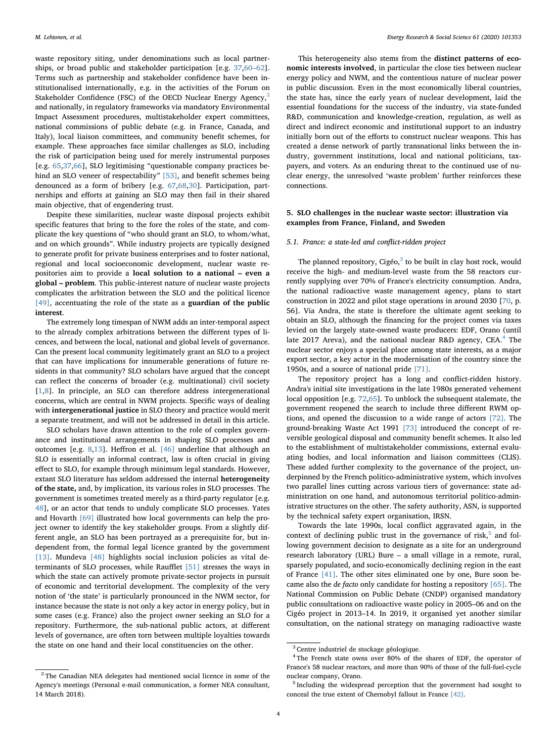waste repository siting, under denominations such as local partnerships, or broad public and stakeholder participation [e.g. 37,60–62]. Terms such as partnership and stakeholder confidence have been institutionalised internationally, e.g. in the activities of the Forum on Stakeholder Confidence (FSC) of the OECD Nuclear Energy Agency,[2] and nationally, in regulatory frameworks via mandatory Environmental Impact Assessment procedures, multistakeholder expert committees, national commissions of public debate (e.g. in France, Canada, and Italy), local liaison committees, and community benefit schemes, for example. These approaches face similar challenges as SLO, including the risk of participation being used for merely instrumental purposes [e.g. 65,37,66], SLO legitimising "questionable company practices behind an SLO veneer of respectability" [53], and benefit schemes being denounced as a form of bribery [e.g. 67,68,30]. Participation, partnerships and efforts at gaining an SLO may then fail in their shared main objective, that of engendering trust.

Despite these similarities, nuclear waste disposal projects exhibit specific features that bring to the fore the roles of the state, and complicate the key questions of "who should grant an SLO, to whom/what, and on which grounds". While industry projects are typically designed to generate profit for private business enterprises and to foster national, regional and local socioeconomic development, nuclear waste repositories aim to provide a **local solution to a national – even a global – problem**. This public-interest nature of nuclear waste projects complicates the arbitration between the SLO and the political licence [49], accentuating the role of the state as a **guardian of the public interest**.

The extremely long timespan of NWM adds an inter-temporal aspect to the already complex arbitrations between the different types of licences, and between the local, national and global levels of governance. Can the present local community legitimately grant an SLO to a project that can have implications for innumerable generations of future residents in that community? SLO scholars have argued that the concept can reflect the concerns of broader (e.g. multinational) civil society [1,8]. In principle, an SLO can therefore address intergenerational concerns, which are central in NWM projects. Specific ways of dealing with **intergenerational justice** in SLO theory and practice would merit a separate treatment, and will not be addressed in detail in this article.

SLO scholars have drawn attention to the role of complex governance and institutional arrangements in shaping SLO processes and outcomes [e.g. 8,13]. Heffron et al. [46] underline that although an SLO is essentially an informal contract, law is often crucial in giving effect to SLO, for example through minimum legal standards. However, extant SLO literature has seldom addressed the internal **heterogeneity of the state,** and, by implication, its various roles in SLO processes. The government is sometimes treated merely as a third-party regulator [e.g. 48], or an actor that tends to unduly complicate SLO processes. Yates and Hovarth [69] illustrated how local governments can help the project owner to identify the key stakeholder groups. From a slightly different angle, an SLO has been portrayed as a prerequisite for, but independent from, the formal legal licence granted by the government [13]. Mundeva [48] highlights social inclusion policies as vital determinants of SLO processes, while Raufflet [51] stresses the ways in which the state can actively promote private-sector projects in pursuit of economic and territorial development. The complexity of the very notion of 'the state' is particularly pronounced in the NWM sector, for instance because the state is not only a key actor in energy policy, but in some cases (e.g. France) also the project owner seeking an SLO for a repository. Furthermore, the sub-national public actors, at different levels of governance, are often torn between multiple loyalties towards the state on one hand and their local constituencies on the other.

[2] The Canadian NEA delegates had mentioned social licence in some of the Agency's meetings (Personal e-mail communication, a former NEA consultant, 14 March 2018).

This heterogeneity also stems from the **distinct patterns of economic interests involved**, in particular the close ties between nuclear energy policy and NWM, and the contentious nature of nuclear power in public discussion. Even in the most economically liberal countries, the state has, since the early years of nuclear development, laid the essential foundations for the success of the industry, via state-funded R&D, communication and knowledge-creation, regulation, as well as direct and indirect economic and institutional support to an industry initially born out of the efforts to construct nuclear weapons. This has created a dense network of partly transnational links between the industry, government institutions, local and national politicians, taxpayers, and voters. As an enduring threat to the continued use of nuclear energy, the unresolved 'waste problem' further reinforces these connections.

## 5. SLO challenges in the nuclear waste sector: illustration via examples from France, Finland, and Sweden

### 5.1. France: a state-led and conflict-ridden project

The planned repository, Cigéo,[3] to be built in clay host rock, would receive the high- and medium-level waste from the 58 reactors currently supplying over 70% of France's electricity consumption. Andra, the national radioactive waste management agency, plans to start construction in 2022 and pilot stage operations in around 2030 [70, p. 56]. Via Andra, the state is therefore the ultimate agent seeking to obtain an SLO, although the financing for the project comes via taxes levied on the largely state-owned waste producers: EDF, Orano (until late 2017 Areva), and the national nuclear R&D agency, CEA.[4] The nuclear sector enjoys a special place among state interests, as a major export sector, a key actor in the modernisation of the country since the 1950s, and a source of national pride [71].

The repository project has a long and conflict-ridden history. Andra's initial site investigations in the late 1980s generated vehement local opposition [e.g. 72,65]. To unblock the subsequent stalemate, the government reopened the search to include three different RWM options, and opened the discussion to a wide range of actors [72]. The ground-breaking Waste Act 1991 [73] introduced the concept of reversible geological disposal and community benefit schemes. It also led to the establishment of multistakeholder commissions, external evaluating bodies, and local information and liaison committees (CLIS). These added further complexity to the governance of the project, underpinned by the French politico-administrative system, which involves two parallel lines cutting across various tiers of governance: state administration on one hand, and autonomous territorial politico-administrative structures on the other. The safety authority, ASN, is supported by the technical safety expert organisation, IRSN.

Towards the late 1990s, local conflict aggravated again, in the context of declining public trust in the governance of risk,[5] and following government decision to designate as a site for an underground research laboratory (URL) Bure – a small village in a remote, rural, sparsely populated, and socio-economically declining region in the east of France [41]. The other sites eliminated one by one, Bure soon became also the *de facto* only candidate for hosting a repository [65]. The National Commission on Public Debate (CNDP) organised mandatory public consultations on radioactive waste policy in 2005–06 and on the Cigéo project in 2013–14. In 2019, it organised yet another similar consultation, on the national strategy on managing radioactive waste

[3] Centre industriel de stockage géologique.

[4] The French state owns over 80% of the shares of EDF, the operator of France's 58 nuclear reactors, and more than 90% of those of the full-fuel-cycle nuclear company, Orano.

[5] Including the widespread perception that the government had sought to conceal the true extent of Chernobyl fallout in France [42].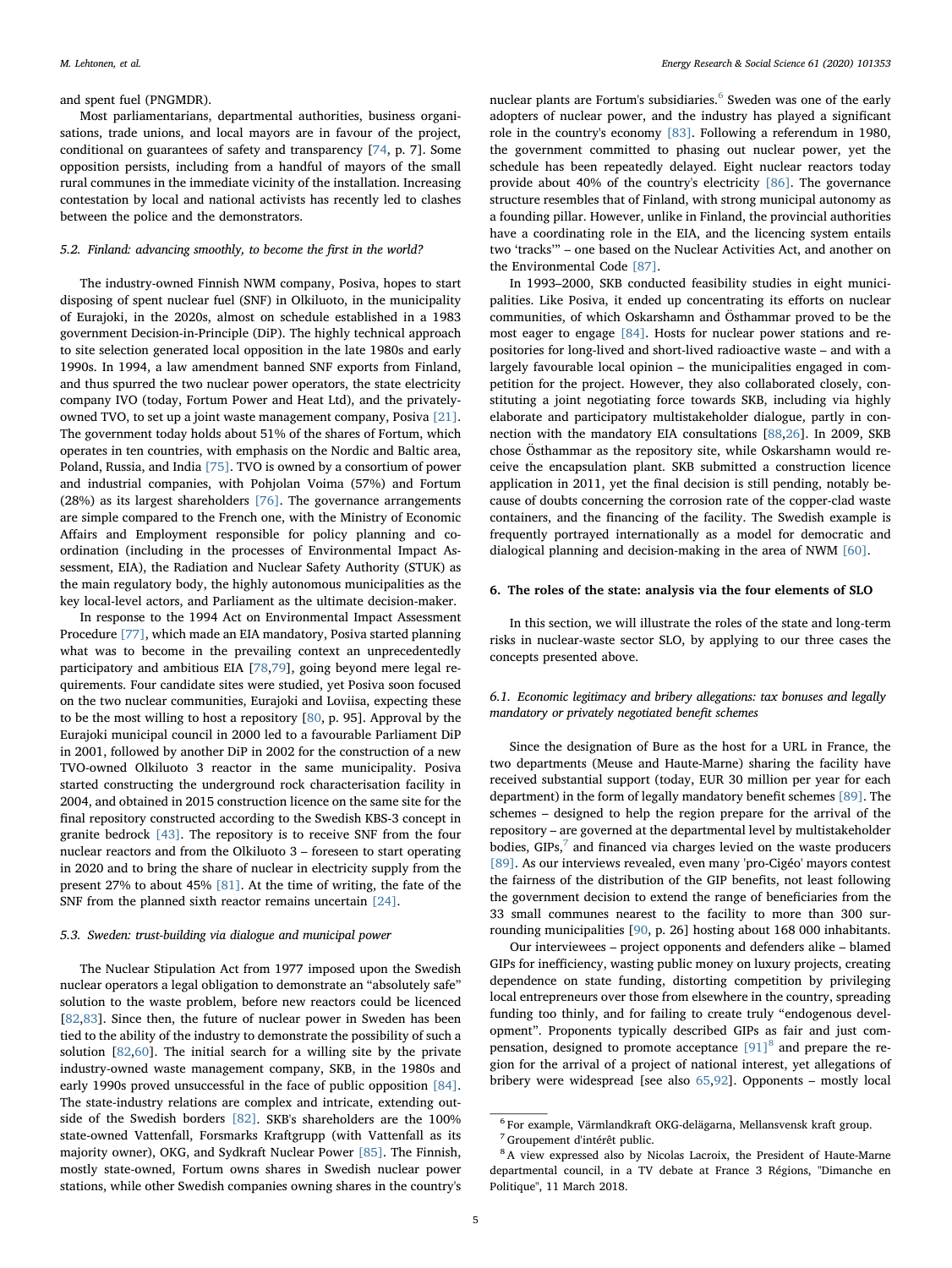and spent fuel (PNGMDR).

Most parliamentarians, departmental authorities, business organisations, trade unions, and local mayors are in favour of the project, conditional on guarantees of safety and transparency [74, p. 7]. Some opposition persists, including from a handful of mayors of the small rural communes in the immediate vicinity of the installation. Increasing contestation by local and national activists has recently led to clashes between the police and the demonstrators.

### 5.2. Finland: advancing smoothly, to become the first in the world?

The industry-owned Finnish NWM company, Posiva, hopes to start disposing of spent nuclear fuel (SNF) in Olkiluoto, in the municipality of Eurajoki, in the 2020s, almost on schedule established in a 1983 government Decision-in-Principle (DiP). The highly technical approach to site selection generated local opposition in the late 1980s and early 1990s. In 1994, a law amendment banned SNF exports from Finland, and thus spurred the two nuclear power operators, the state electricity company IVO (today, Fortum Power and Heat Ltd), and the privately-owned TVO, to set up a joint waste management company, Posiva [21]. The government today holds about 51% of the shares of Fortum, which operates in ten countries, with emphasis on the Nordic and Baltic area, Poland, Russia, and India [75]. TVO is owned by a consortium of power and industrial companies, with Pohjolan Voima (57%) and Fortum (28%) as its largest shareholders [76]. The governance arrangements are simple compared to the French one, with the Ministry of Economic Affairs and Employment responsible for policy planning and coordination (including in the processes of Environmental Impact Assessment, EIA), the Radiation and Nuclear Safety Authority (STUK) as the main regulatory body, the highly autonomous municipalities as the key local-level actors, and Parliament as the ultimate decision-maker.

In response to the 1994 Act on Environmental Impact Assessment Procedure [77], which made an EIA mandatory, Posiva started planning what was to become in the prevailing context an unprecedentedly participatory and ambitious EIA [78,79], going beyond mere legal requirements. Four candidate sites were studied, yet Posiva soon focused on the two nuclear communities, Eurajoki and Loviisa, expecting these to be the most willing to host a repository [80, p. 95]. Approval by the Eurajoki municipal council in 2000 led to a favourable Parliament DiP in 2001, followed by another DiP in 2002 for the construction of a new TVO-owned Olkiluoto 3 reactor in the same municipality. Posiva started constructing the underground rock characterisation facility in 2004, and obtained in 2015 construction licence on the same site for the final repository constructed according to the Swedish KBS-3 concept in granite bedrock [43]. The repository is to receive SNF from the four nuclear reactors and from the Olkiluoto 3 – foreseen to start operating in 2020 and to bring the share of nuclear in electricity supply from the present 27% to about 45% [81]. At the time of writing, the fate of the SNF from the planned sixth reactor remains uncertain [24].

### 5.3. Sweden: trust-building via dialogue and municipal power

The Nuclear Stipulation Act from 1977 imposed upon the Swedish nuclear operators a legal obligation to demonstrate an "absolutely safe" solution to the waste problem, before new reactors could be licenced [82,83]. Since then, the future of nuclear power in Sweden has been tied to the ability of the industry to demonstrate the possibility of such a solution [82,60]. The initial search for a willing site by the private industry-owned waste management company, SKB, in the 1980s and early 1990s proved unsuccessful in the face of public opposition [84]. The state-industry relations are complex and intricate, extending outside of the Swedish borders [82]. SKB's shareholders are the 100% state-owned Vattenfall, Forsmarks Kraftgrupp (with Vattenfall as its majority owner), OKG, and Sydkraft Nuclear Power [85]. The Finnish, mostly state-owned, Fortum owns shares in Swedish nuclear power stations, while other Swedish companies owning shares in the country's nuclear plants are Fortum's subsidiaries.[6] Sweden was one of the early adopters of nuclear power, and the industry has played a significant role in the country's economy [83]. Following a referendum in 1980, the government committed to phasing out nuclear power, yet the schedule has been repeatedly delayed. Eight nuclear reactors today provide about 40% of the country's electricity [86]. The governance structure resembles that of Finland, with strong municipal autonomy as a founding pillar. However, unlike in Finland, the provincial authorities have a coordinating role in the EIA, and the licencing system entails two 'tracks'" – one based on the Nuclear Activities Act, and another on the Environmental Code [87].

In 1993–2000, SKB conducted feasibility studies in eight municipalities. Like Posiva, it ended up concentrating its efforts on nuclear communities, of which Oskarshamn and Östhammar proved to be the most eager to engage [84]. Hosts for nuclear power stations and repositories for long-lived and short-lived radioactive waste – and with a largely favourable local opinion – the municipalities engaged in competition for the project. However, they also collaborated closely, constituting a joint negotiating force towards SKB, including via highly elaborate and participatory multistakeholder dialogue, partly in connection with the mandatory EIA consultations [88,26]. In 2009, SKB chose Östhammar as the repository site, while Oskarshamn would receive the encapsulation plant. SKB submitted a construction licence application in 2011, yet the final decision is still pending, notably because of doubts concerning the corrosion rate of the copper-clad waste containers, and the financing of the facility. The Swedish example is frequently portrayed internationally as a model for democratic and dialogical planning and decision-making in the area of NWM [60].

## 6. The roles of the state: analysis via the four elements of SLO

In this section, we will illustrate the roles of the state and long-term risks in nuclear-waste sector SLO, by applying to our three cases the concepts presented above.

### 6.1. Economic legitimacy and bribery allegations: tax bonuses and legally mandatory or privately negotiated benefit schemes

Since the designation of Bure as the host for a URL in France, the two departments (Meuse and Haute-Marne) sharing the facility have received substantial support (today, EUR 30 million per year for each department) in the form of legally mandatory benefit schemes [89]. The schemes – designed to help the region prepare for the arrival of the repository – are governed at the departmental level by multistakeholder bodies, GIPs,[7] and financed via charges levied on the waste producers [89]. As our interviews revealed, even many 'pro-Cigéo' mayors contest the fairness of the distribution of the GIP benefits, not least following the government decision to extend the range of beneficiaries from the 33 small communes nearest to the facility to more than 300 surrounding municipalities [90, p. 26] hosting about 168 000 inhabitants.

Our interviewees – project opponents and defenders alike – blamed GIPs for inefficiency, wasting public money on luxury projects, creating dependence on state funding, distorting competition by privileging local entrepreneurs over those from elsewhere in the country, spreading funding too thinly, and for failing to create truly "endogenous development". Proponents typically described GIPs as fair and just compensation, designed to promote acceptance [91][8] and prepare the region for the arrival of a project of national interest, yet allegations of bribery were widespread [see also 65,92]. Opponents – mostly local

[6] For example, Värmlandkraft OKG-delägarna, Mellansvensk kraft group.

[7] Groupement d'intérêt public.

[8] A view expressed also by Nicolas Lacroix, the President of Haute-Marne departmental council, in a TV debate at France 3 Régions, "Dimanche en Politique", 11 March 2018.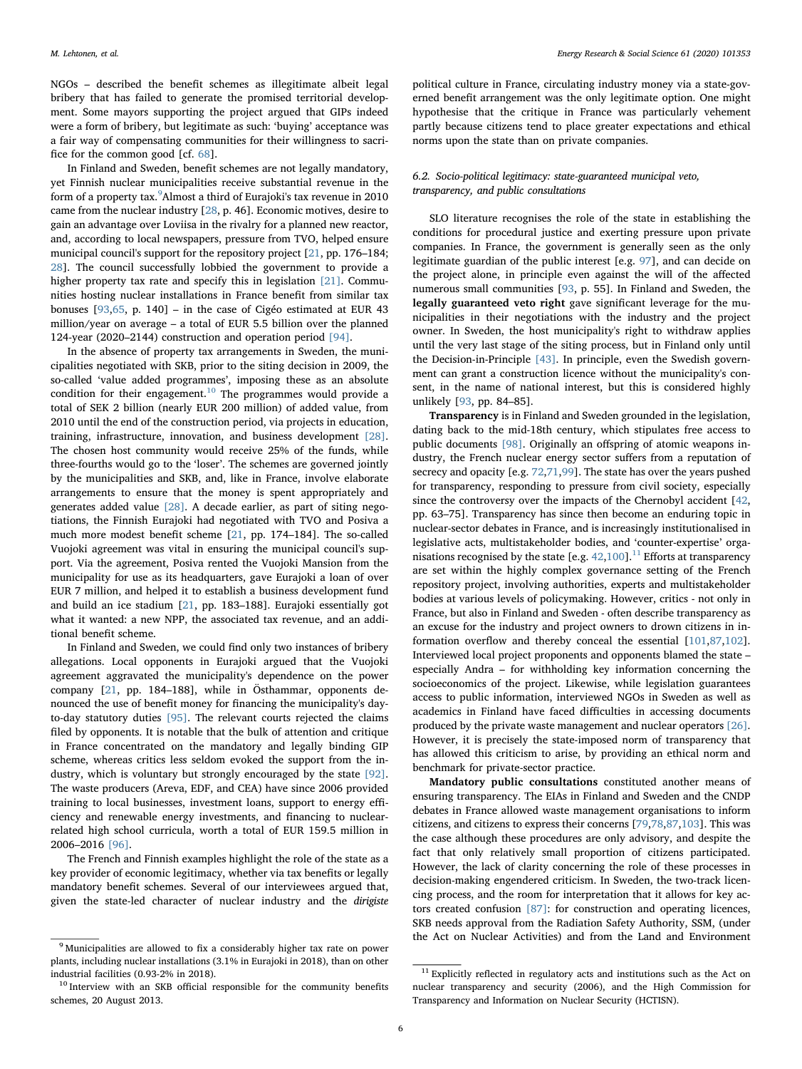NGOs – described the benefit schemes as illegitimate albeit legal bribery that has failed to generate the promised territorial development. Some mayors supporting the project argued that GIPs indeed were a form of bribery, but legitimate as such: 'buying' acceptance was a fair way of compensating communities for their willingness to sacrifice for the common good [cf. 68].

In Finland and Sweden, benefit schemes are not legally mandatory, yet Finnish nuclear municipalities receive substantial revenue in the form of a property tax.[9] Almost a third of Eurajoki's tax revenue in 2010 came from the nuclear industry [28, p. 46]. Economic motives, desire to gain an advantage over Loviisa in the rivalry for a planned new reactor, and, according to local newspapers, pressure from TVO, helped ensure municipal council's support for the repository project [21, pp. 176–184; 28]. The council successfully lobbied the government to provide a higher property tax rate and specify this in legislation [21]. Communities hosting nuclear installations in France benefit from similar tax bonuses [93,65, p. 140] – in the case of Cigéo estimated at EUR 43 million/year on average – a total of EUR 5.5 billion over the planned 124-year (2020–2144) construction and operation period [94].

In the absence of property tax arrangements in Sweden, the municipalities negotiated with SKB, prior to the siting decision in 2009, the so-called 'value added programmes', imposing these as an absolute condition for their engagement.[10] The programmes would provide a total of SEK 2 billion (nearly EUR 200 million) of added value, from 2010 until the end of the construction period, via projects in education, training, infrastructure, innovation, and business development [28]. The chosen host community would receive 25% of the funds, while three-fourths would go to the 'loser'. The schemes are governed jointly by the municipalities and SKB, and, like in France, involve elaborate arrangements to ensure that the money is spent appropriately and generates added value [28]. A decade earlier, as part of siting negotiations, the Finnish Eurajoki had negotiated with TVO and Posiva a much more modest benefit scheme [21, pp. 174–184]. The so-called Vuojoki agreement was vital in ensuring the municipal council's support. Via the agreement, Posiva rented the Vuojoki Mansion from the municipality for use as its headquarters, gave Eurajoki a loan of over EUR 7 million, and helped it to establish a business development fund and build an ice stadium [21, pp. 183–188]. Eurajoki essentially got what it wanted: a new NPP, the associated tax revenue, and an additional benefit scheme.

In Finland and Sweden, we could find only two instances of bribery allegations. Local opponents in Eurajoki argued that the Vuojoki agreement aggravated the municipality's dependence on the power company [21, pp. 184–188], while in Östhammar, opponents denounced the use of benefit money for financing the municipality's day-to-day statutory duties [95]. The relevant courts rejected the claims filed by opponents. It is notable that the bulk of attention and critique in France concentrated on the mandatory and legally binding GIP scheme, whereas critics less seldom evoked the support from the industry, which is voluntary but strongly encouraged by the state [92]. The waste producers (Areva, EDF, and CEA) have since 2006 provided training to local businesses, investment loans, support to energy efficiency and renewable energy investments, and financing to nuclear-related high school curricula, worth a total of EUR 159.5 million in 2006–2016 [96].

The French and Finnish examples highlight the role of the state as a key provider of economic legitimacy, whether via tax benefits or legally mandatory benefit schemes. Several of our interviewees argued that, given the state-led character of nuclear industry and the *dirigiste* political culture in France, circulating industry money via a state-governed benefit arrangement was the only legitimate option. One might hypothesise that the critique in France was particularly vehement partly because citizens tend to place greater expectations and ethical norms upon the state than on private companies.

### 6.2. Socio-political legitimacy: state-guaranteed municipal veto, transparency, and public consultations

SLO literature recognises the role of the state in establishing the conditions for procedural justice and exerting pressure upon private companies. In France, the government is generally seen as the only legitimate guardian of the public interest [e.g. 97], and can decide on the project alone, in principle even against the will of the affected numerous small communities [93, p. 55]. In Finland and Sweden, the **legally guaranteed veto right** gave significant leverage for the municipalities in their negotiations with the industry and the project owner. In Sweden, the host municipality's right to withdraw applies until the very last stage of the siting process, but in Finland only until the Decision-in-Principle [43]. In principle, even the Swedish government can grant a construction licence without the municipality's consent, in the name of national interest, but this is considered highly unlikely [93, pp. 84–85].

**Transparency** is in Finland and Sweden grounded in the legislation, dating back to the mid-18th century, which stipulates free access to public documents [98]. Originally an offspring of atomic weapons industry, the French nuclear energy sector suffers from a reputation of secrecy and opacity [e.g. 72,71,99]. The state has over the years pushed for transparency, responding to pressure from civil society, especially since the controversy over the impacts of the Chernobyl accident [42, pp. 63–75]. Transparency has since then become an enduring topic in nuclear-sector debates in France, and is increasingly institutionalised in legislative acts, multistakeholder bodies, and 'counter-expertise' organisations recognised by the state [e.g. 42,100].[11] Efforts at transparency are set within the highly complex governance setting of the French repository project, involving authorities, experts and multistakeholder bodies at various levels of policymaking. However, critics - not only in France, but also in Finland and Sweden - often describe transparency as an excuse for the industry and project owners to drown citizens in information overflow and thereby conceal the essential [101,87,102]. Interviewed local project proponents and opponents blamed the state – especially Andra – for withholding key information concerning the socioeconomics of the project. Likewise, while legislation guarantees access to public information, interviewed NGOs in Sweden as well as academics in Finland have faced difficulties in accessing documents produced by the private waste management and nuclear operators [26]. However, it is precisely the state-imposed norm of transparency that has allowed this criticism to arise, by providing an ethical norm and benchmark for private-sector practice.

**Mandatory public consultations** constituted another means of ensuring transparency. The EIAs in Finland and Sweden and the CNDP debates in France allowed waste management organisations to inform citizens, and citizens to express their concerns [79,78,87,103]. This was the case although these procedures are only advisory, and despite the fact that only relatively small proportion of citizens participated. However, the lack of clarity concerning the role of these processes in decision-making engendered criticism. In Sweden, the two-track licencing process, and the room for interpretation that it allows for key actors created confusion [87]: for construction and operating licences, SKB needs approval from the Radiation Safety Authority, SSM, (under the Act on Nuclear Activities) and from the Land and Environment

---

[9] Municipalities are allowed to fix a considerably higher tax rate on power plants, including nuclear installations (3.1% in Eurajoki in 2018), than on other industrial facilities (0.93-2% in 2018).

[10] Interview with an SKB official responsible for the community benefits schemes, 20 August 2013.

[11] Explicitly reflected in regulatory acts and institutions such as the Act on nuclear transparency and security (2006), and the High Commission for Transparency and Information on Nuclear Security (HCTISN).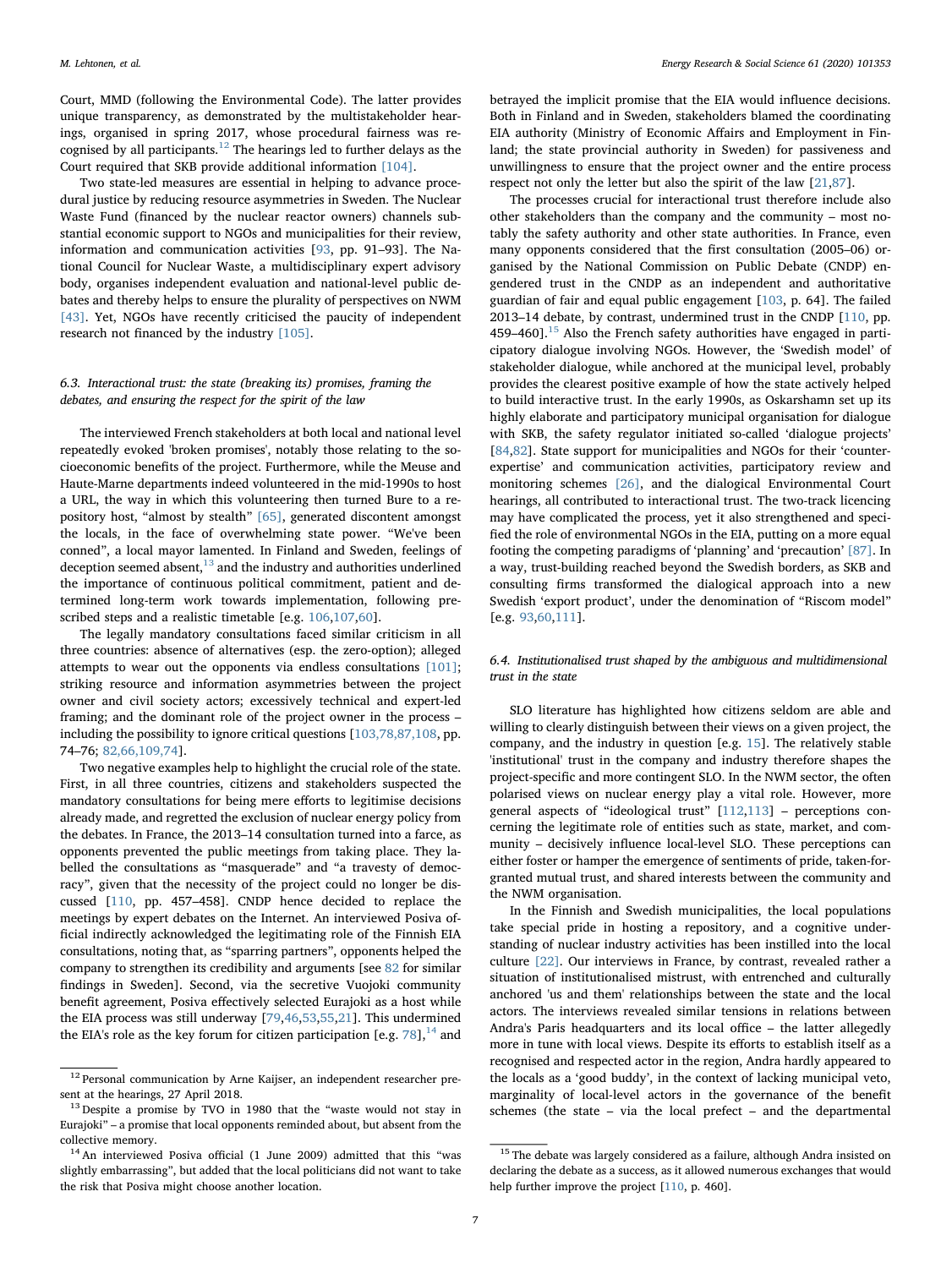Court, MMD (following the Environmental Code). The latter provides unique transparency, as demonstrated by the multistakeholder hearings, organised in spring 2017, whose procedural fairness was recognised by all participants.[12] The hearings led to further delays as the Court required that SKB provide additional information [104].

Two state-led measures are essential in helping to advance procedural justice by reducing resource asymmetries in Sweden. The Nuclear Waste Fund (financed by the nuclear reactor owners) channels substantial economic support to NGOs and municipalities for their review, information and communication activities [93, pp. 91–93]. The National Council for Nuclear Waste, a multidisciplinary expert advisory body, organises independent evaluation and national-level public debates and thereby helps to ensure the plurality of perspectives on NWM [43]. Yet, NGOs have recently criticised the paucity of independent research not financed by the industry [105].

### *6.3. Interactional trust: the state (breaking its) promises, framing the debates, and ensuring the respect for the spirit of the law*

The interviewed French stakeholders at both local and national level repeatedly evoked 'broken promises', notably those relating to the socioeconomic benefits of the project. Furthermore, while the Meuse and Haute-Marne departments indeed volunteered in the mid-1990s to host a URL, the way in which this volunteering then turned Bure to a repository host, "almost by stealth" [65], generated discontent amongst the locals, in the face of overwhelming state power. "We've been conned", a local mayor lamented. In Finland and Sweden, feelings of deception seemed absent,[13] and the industry and authorities underlined the importance of continuous political commitment, patient and determined long-term work towards implementation, following prescribed steps and a realistic timetable [e.g. 106,107,60].

The legally mandatory consultations faced similar criticism in all three countries: absence of alternatives (esp. the zero-option); alleged attempts to wear out the opponents via endless consultations [101]; striking resource and information asymmetries between the project owner and civil society actors; excessively technical and expert-led framing; and the dominant role of the project owner in the process – including the possibility to ignore critical questions [103,78,87,108, pp. 74–76; 82,66,109,74].

Two negative examples help to highlight the crucial role of the state. First, in all three countries, citizens and stakeholders suspected the mandatory consultations for being mere efforts to legitimise decisions already made, and regretted the exclusion of nuclear energy policy from the debates. In France, the 2013–14 consultation turned into a farce, as opponents prevented the public meetings from taking place. They labelled the consultations as "masquerade" and "a travesty of democracy", given that the necessity of the project could no longer be discussed [110, pp. 457–458]. CNDP hence decided to replace the meetings by expert debates on the Internet. An interviewed Posiva official indirectly acknowledged the legitimating role of the Finnish EIA consultations, noting that, as "sparring partners", opponents helped the company to strengthen its credibility and arguments [see 82 for similar findings in Sweden]. Second, via the secretive Vuojoki community benefit agreement, Posiva effectively selected Eurajoki as a host while the EIA process was still underway [79,46,53,55,21]. This undermined the EIA's role as the key forum for citizen participation [e.g. 78],[14] and betrayed the implicit promise that the EIA would influence decisions. Both in Finland and in Sweden, stakeholders blamed the coordinating EIA authority (Ministry of Economic Affairs and Employment in Finland; the state provincial authority in Sweden) for passiveness and unwillingness to ensure that the project owner and the entire process respect not only the letter but also the spirit of the law [21,87].

The processes crucial for interactional trust therefore include also other stakeholders than the company and the community – most notably the safety authority and other state authorities. In France, even many opponents considered that the first consultation (2005–06) organised by the National Commission on Public Debate (CNDP) engendered trust in the CNDP as an independent and authoritative guardian of fair and equal public engagement [103, p. 64]. The failed 2013–14 debate, by contrast, undermined trust in the CNDP [110, pp. 459–460].[15] Also the French safety authorities have engaged in participatory dialogue involving NGOs. However, the 'Swedish model' of stakeholder dialogue, while anchored at the municipal level, probably provides the clearest positive example of how the state actively helped to build interactive trust. In the early 1990s, as Oskarshamn set up its highly elaborate and participatory municipal organisation for dialogue with SKB, the safety regulator initiated so-called 'dialogue projects' [84,82]. State support for municipalities and NGOs for their 'counter-expertise' and communication activities, participatory review and monitoring schemes [26], and the dialogical Environmental Court hearings, all contributed to interactional trust. The two-track licencing may have complicated the process, yet it also strengthened and specified the role of environmental NGOs in the EIA, putting on a more equal footing the competing paradigms of 'planning' and 'precaution' [87]. In a way, trust-building reached beyond the Swedish borders, as SKB and consulting firms transformed the dialogical approach into a new Swedish 'export product', under the denomination of "Riscom model" [e.g. 93,60,111].

### *6.4. Institutionalised trust shaped by the ambiguous and multidimensional trust in the state*

SLO literature has highlighted how citizens seldom are able and willing to clearly distinguish between their views on a given project, the company, and the industry in question [e.g. 15]. The relatively stable 'institutional' trust in the company and industry therefore shapes the project-specific and more contingent SLO. In the NWM sector, the often polarised views on nuclear energy play a vital role. However, more general aspects of "ideological trust" [112,113] – perceptions concerning the legitimate role of entities such as state, market, and community – decisively influence local-level SLO. These perceptions can either foster or hamper the emergence of sentiments of pride, taken-for-granted mutual trust, and shared interests between the community and the NWM organisation.

In the Finnish and Swedish municipalities, the local populations take special pride in hosting a repository, and a cognitive understanding of nuclear industry activities has been instilled into the local culture [22]. Our interviews in France, by contrast, revealed rather a situation of institutionalised mistrust, with entrenched and culturally anchored 'us and them' relationships between the state and the local actors. The interviews revealed similar tensions in relations between Andra's Paris headquarters and its local office – the latter allegedly more in tune with local views. Despite its efforts to establish itself as a recognised and respected actor in the region, Andra hardly appeared to the locals as a 'good buddy', in the context of lacking municipal veto, marginality of local-level actors in the governance of the benefit schemes (the state – via the local prefect – and the departmental

---

[12] Personal communication by Arne Kaijser, an independent researcher present at the hearings, 27 April 2018.

[13] Despite a promise by TVO in 1980 that the "waste would not stay in Eurajoki" – a promise that local opponents reminded about, but absent from the collective memory.

[14] An interviewed Posiva official (1 June 2009) admitted that this "was slightly embarrassing", but added that the local politicians did not want to take the risk that Posiva might choose another location.

[15] The debate was largely considered as a failure, although Andra insisted on declaring the debate as a success, as it allowed numerous exchanges that would help further improve the project [110, p. 460].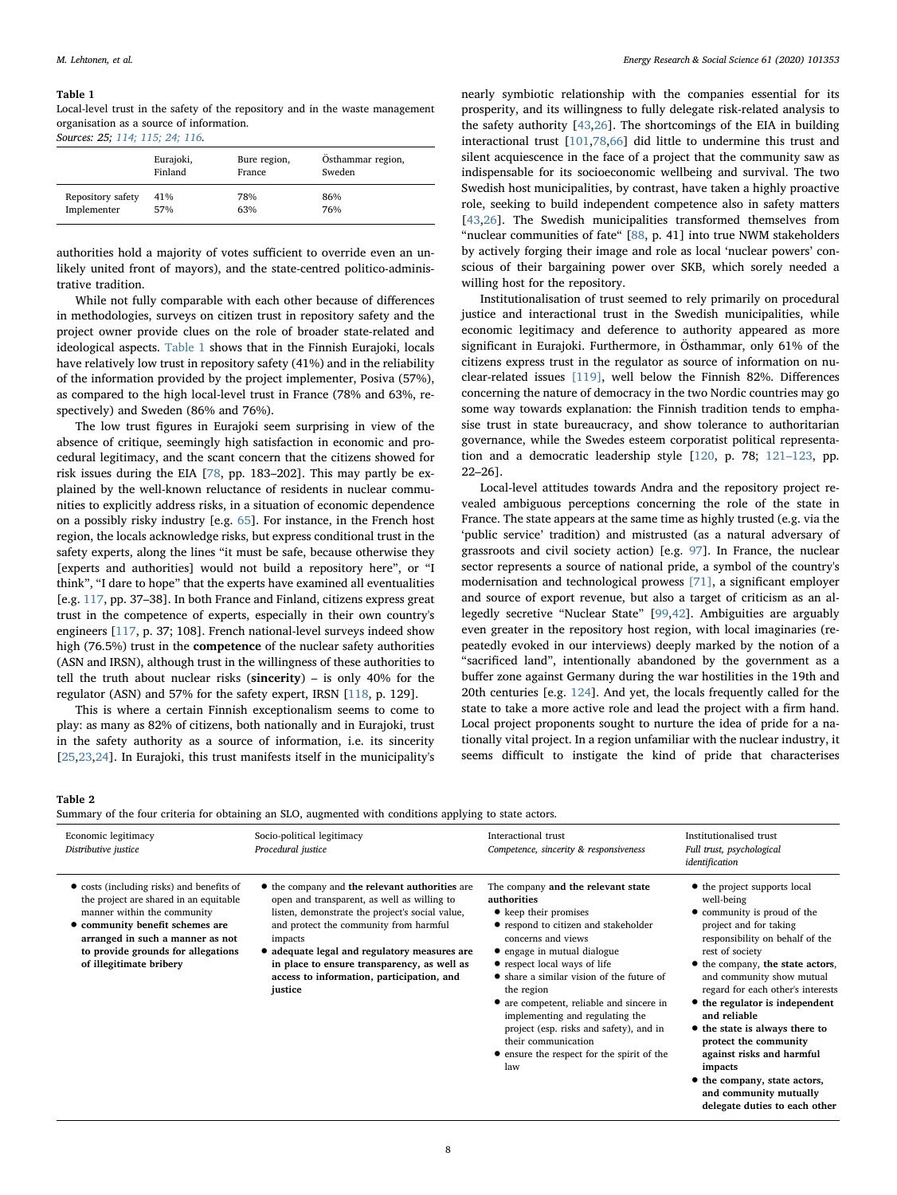**Table 1**
Local-level trust in the safety of the repository and in the waste management organisation as a source of information.
*Sources: 25; 114; 115; 24; 116.*

| | Eurajoki, Finland | Bure region, France | Östhammar region, Sweden |
|---|---|---|---|
| Repository safety | 41% | 78% | 86% |
| Implementer | 57% | 63% | 76% |

authorities hold a majority of votes sufficient to override even an unlikely united front of mayors), and the state-centred politico-administrative tradition.

While not fully comparable with each other because of differences in methodologies, surveys on citizen trust in repository safety and the project owner provide clues on the role of broader state-related and ideological aspects. Table 1 shows that in the Finnish Eurajoki, locals have relatively low trust in repository safety (41%) and in the reliability of the information provided by the project implementer, Posiva (57%), as compared to the high local-level trust in France (78% and 63%, respectively) and Sweden (86% and 76%).

The low trust figures in Eurajoki seem surprising in view of the absence of critique, seemingly high satisfaction in economic and procedural legitimacy, and the scant concern that the citizens showed for risk issues during the EIA [78, pp. 183–202]. This may partly be explained by the well-known reluctance of residents in nuclear communities to explicitly address risks, in a situation of economic dependence on a possibly risky industry [e.g. 65]. For instance, in the French host region, the locals acknowledge risks, but express conditional trust in the safety experts, along the lines "it must be safe, because otherwise they [experts and authorities] would not build a repository here", or "I think", "I dare to hope" that the experts have examined all eventualities [e.g. 117, pp. 37–38]. In both France and Finland, citizens express great trust in the competence of experts, especially in their own country's engineers [117, p. 37; 108]. French national-level surveys indeed show high (76.5%) trust in the **competence** of the nuclear safety authorities (ASN and IRSN), although trust in the willingness of these authorities to tell the truth about nuclear risks (**sincerity**) – is only 40% for the regulator (ASN) and 57% for the safety expert, IRSN [118, p. 129].

This is where a certain Finnish exceptionalism seems to come to play: as many as 82% of citizens, both nationally and in Eurajoki, trust in the safety authority as a source of information, i.e. its sincerity [25,23,24]. In Eurajoki, this trust manifests itself in the municipality's nearly symbiotic relationship with the companies essential for its prosperity, and its willingness to fully delegate risk-related analysis to the safety authority [43,26]. The shortcomings of the EIA in building interactional trust [101,78,66] did little to undermine this trust and silent acquiescence in the face of a project that the community saw as indispensable for its socioeconomic wellbeing and survival. The two Swedish host municipalities, by contrast, have taken a highly proactive role, seeking to build independent competence also in safety matters [43,26]. The Swedish municipalities transformed themselves from "nuclear communities of fate" [88, p. 41] into true NWM stakeholders by actively forging their image and role as local 'nuclear powers' conscious of their bargaining power over SKB, which sorely needed a willing host for the repository.

Institutionalisation of trust seemed to rely primarily on procedural justice and interactional trust in the Swedish municipalities, while economic legitimacy and deference to authority appeared as more significant in Eurajoki. Furthermore, in Östhammar, only 61% of the citizens express trust in the regulator as source of information on nuclear-related issues [119], well below the Finnish 82%. Differences concerning the nature of democracy in the two Nordic countries may go some way towards explanation: the Finnish tradition tends to emphasise trust in state bureaucracy, and show tolerance to authoritarian governance, while the Swedes esteem corporatist political representation and a democratic leadership style [120, p. 78; 121–123, pp. 22–26].

Local-level attitudes towards Andra and the repository project revealed ambiguous perceptions concerning the role of the state in France. The state appears at the same time as highly trusted (e.g. via the 'public service' tradition) and mistrusted (as a natural adversary of grassroots and civil society action) [e.g. 97]. In France, the nuclear sector represents a source of national pride, a symbol of the country's modernisation and technological prowess [71], a significant employer and source of export revenue, but also a target of criticism as an allegedly secretive "Nuclear State" [99,42]. Ambiguities are arguably even greater in the repository host region, with local imaginaries (repeatedly evoked in our interviews) deeply marked by the notion of a "sacrificed land", intentionally abandoned by the government as a buffer zone against Germany during the war hostilities in the 19th and 20th centuries [e.g. 124]. And yet, the locals frequently called for the state to take a more active role and lead the project with a firm hand. Local project proponents sought to nurture the idea of pride for a nationally vital project. In a region unfamiliar with the nuclear industry, it seems difficult to instigate the kind of pride that characterises

**Table 2**
Summary of the four criteria for obtaining an SLO, augmented with conditions applying to state actors.

| Economic legitimacy<br>*Distributive justice* | Socio-political legitimacy<br>*Procedural justice* | Interactional trust<br>*Competence, sincerity & responsiveness* | Institutionalised trust<br>*Full trust, psychological identification* |
|---|---|---|---|
| • costs (including risks) and benefits of the project are shared in an equitable manner within the community<br>• **community benefit schemes are arranged in such a manner as not to provide grounds for allegations of illegitimate bribery** | • the company and **the relevant authorities** are open and transparent, as well as willing to listen, demonstrate the project's social value, and protect the community from harmful impacts<br>• **adequate legal and regulatory measures are in place to ensure transparency, as well as access to information, participation, and justice** | The company **and the relevant state authorities**<br>• keep their promises<br>• respond to citizen and stakeholder concerns and views<br>• engage in mutual dialogue<br>• respect local ways of life<br>• share a similar vision of the future of the region<br>• are competent, reliable and sincere in implementing and regulating the project (esp. risks and safety), and in their communication<br>• ensure the respect for the spirit of the law | • the project supports local well-being<br>• community is proud of the project and for taking responsibility on behalf of the rest of society<br>• the company, **the state actors**, and community show mutual regard for each other's interests<br>• **the regulator is independent and reliable**<br>• **the state is always there to protect the community against risks and harmful impacts**<br>• **the company, state actors, and community mutually delegate duties to each other** |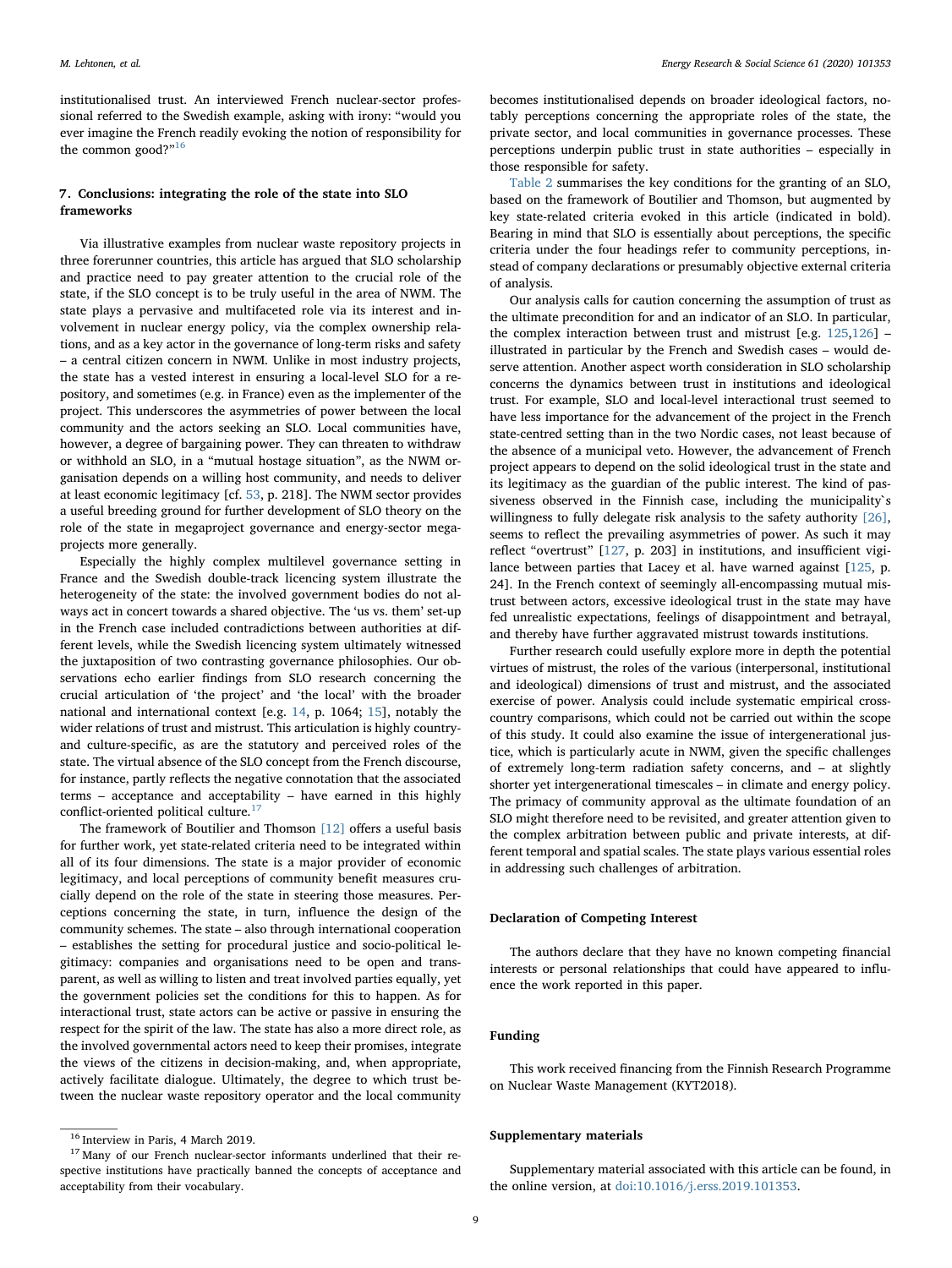institutionalised trust. An interviewed French nuclear-sector professional referred to the Swedish example, asking with irony: "would you ever imagine the French readily evoking the notion of responsibility for the common good?"[16]

## 7. Conclusions: integrating the role of the state into SLO frameworks

Via illustrative examples from nuclear waste repository projects in three forerunner countries, this article has argued that SLO scholarship and practice need to pay greater attention to the crucial role of the state, if the SLO concept is to be truly useful in the area of NWM. The state plays a pervasive and multifaceted role via its interest and involvement in nuclear energy policy, via the complex ownership relations, and as a key actor in the governance of long-term risks and safety – a central citizen concern in NWM. Unlike in most industry projects, the state has a vested interest in ensuring a local-level SLO for a repository, and sometimes (e.g. in France) even as the implementer of the project. This underscores the asymmetries of power between the local community and the actors seeking an SLO. Local communities have, however, a degree of bargaining power. They can threaten to withdraw or withhold an SLO, in a "mutual hostage situation", as the NWM organisation depends on a willing host community, and needs to deliver at least economic legitimacy [cf. 53, p. 218]. The NWM sector provides a useful breeding ground for further development of SLO theory on the role of the state in megaproject governance and energy-sector megaprojects more generally.

Especially the highly complex multilevel governance setting in France and the Swedish double-track licencing system illustrate the heterogeneity of the state: the involved government bodies do not always act in concert towards a shared objective. The 'us vs. them' set-up in the French case included contradictions between authorities at different levels, while the Swedish licencing system ultimately witnessed the juxtaposition of two contrasting governance philosophies. Our observations echo earlier findings from SLO research concerning the crucial articulation of 'the project' and 'the local' with the broader national and international context [e.g. 14, p. 1064; 15], notably the wider relations of trust and mistrust. This articulation is highly country- and culture-specific, as are the statutory and perceived roles of the state. The virtual absence of the SLO concept from the French discourse, for instance, partly reflects the negative connotation that the associated terms – acceptance and acceptability – have earned in this highly conflict-oriented political culture.[17]

The framework of Boutilier and Thomson [12] offers a useful basis for further work, yet state-related criteria need to be integrated within all of its four dimensions. The state is a major provider of economic legitimacy, and local perceptions of community benefit measures crucially depend on the role of the state in steering those measures. Perceptions concerning the state, in turn, influence the design of the community schemes. The state – also through international cooperation – establishes the setting for procedural justice and socio-political legitimacy: companies and organisations need to be open and transparent, as well as willing to listen and treat involved parties equally, yet the government policies set the conditions for this to happen. As for interactional trust, state actors can be active or passive in ensuring the respect for the spirit of the law. The state has also a more direct role, as the involved governmental actors need to keep their promises, integrate the views of the citizens in decision-making, and, when appropriate, actively facilitate dialogue. Ultimately, the degree to which trust between the nuclear waste repository operator and the local community becomes institutionalised depends on broader ideological factors, notably perceptions concerning the appropriate roles of the state, the private sector, and local communities in governance processes. These perceptions underpin public trust in state authorities – especially in those responsible for safety.

Table 2 summarises the key conditions for the granting of an SLO, based on the framework of Boutilier and Thomson, but augmented by key state-related criteria evoked in this article (indicated in bold). Bearing in mind that SLO is essentially about perceptions, the specific criteria under the four headings refer to community perceptions, instead of company declarations or presumably objective external criteria of analysis.

Our analysis calls for caution concerning the assumption of trust as the ultimate precondition for and an indicator of an SLO. In particular, the complex interaction between trust and mistrust [e.g. 125,126] – illustrated in particular by the French and Swedish cases – would deserve attention. Another aspect worth consideration in SLO scholarship concerns the dynamics between trust in institutions and ideological trust. For example, SLO and local-level interactional trust seemed to have less importance for the advancement of the project in the French state-centred setting than in the two Nordic cases, not least because of the absence of a municipal veto. However, the advancement of French project appears to depend on the solid ideological trust in the state and its legitimacy as the guardian of the public interest. The kind of passiveness observed in the Finnish case, including the municipality`s willingness to fully delegate risk analysis to the safety authority [26], seems to reflect the prevailing asymmetries of power. As such it may reflect "overtrust" [127, p. 203] in institutions, and insufficient vigilance between parties that Lacey et al. have warned against [125, p. 24]. In the French context of seemingly all-encompassing mutual mistrust between actors, excessive ideological trust in the state may have fed unrealistic expectations, feelings of disappointment and betrayal, and thereby have further aggravated mistrust towards institutions.

Further research could usefully explore more in depth the potential virtues of mistrust, the roles of the various (interpersonal, institutional and ideological) dimensions of trust and mistrust, and the associated exercise of power. Analysis could include systematic empirical cross-country comparisons, which could not be carried out within the scope of this study. It could also examine the issue of intergenerational justice, which is particularly acute in NWM, given the specific challenges of extremely long-term radiation safety concerns, and – at slightly shorter yet intergenerational timescales – in climate and energy policy. The primacy of community approval as the ultimate foundation of an SLO might therefore need to be revisited, and greater attention given to the complex arbitration between public and private interests, at different temporal and spatial scales. The state plays various essential roles in addressing such challenges of arbitration.

## Declaration of Competing Interest

The authors declare that they have no known competing financial interests or personal relationships that could have appeared to influence the work reported in this paper.

## Funding

This work received financing from the Finnish Research Programme on Nuclear Waste Management (KYT2018).

## Supplementary materials

Supplementary material associated with this article can be found, in the online version, at doi:10.1016/j.erss.2019.101353.

---

[16] Interview in Paris, 4 March 2019.

[17] Many of our French nuclear-sector informants underlined that their respective institutions have practically banned the concepts of acceptance and acceptability from their vocabulary.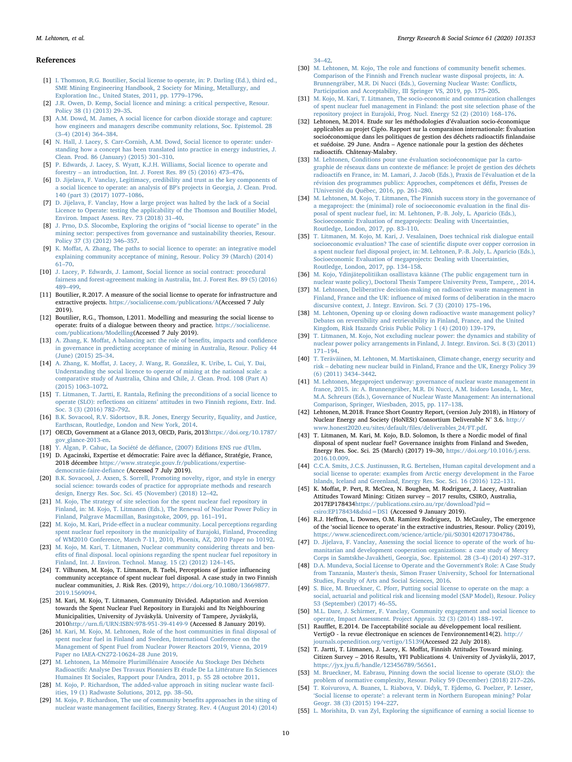## References

[1] I. Thomson, R.G. Boutilier, Social license to operate, in: P. Darling (Ed.), third ed., SME Mining Engineering Handbook, 2 Society for Mining, Metallurgy, and Exploration Inc., United States, 2011, pp. 1779–1796.

[2] J.R. Owen, D. Kemp, Social licence and mining: a critical perspective, Resour. Policy 38 (1) (2013) 29–35.

[3] A.M. Dowd, M. James, A social licence for carbon dioxide storage and capture: how engineers and managers describe community relations, Soc. Epistemol. 28 (3–4) (2014) 364–384.

[4] N. Hall, J. Lacey, S. Carr-Cornish, A.M. Dowd, Social licence to operate: understanding how a concept has been translated into practice in energy industries, J. Clean. Prod. 86 (January) (2015) 301–310.

[5] P. Edwards, J. Lacey, S. Wyatt, K.J.H. Williams, Social licence to operate and forestry – an introduction, Int. J. Forest Res. 89 (5) (2016) 473–476.

[6] D. Jijelava, F. Vanclay, Legitimacy, credibility and trust as the key components of a social licence to operate: an analysis of BP's projects in Georgia, J. Clean. Prod. 140 (part 3) (2017) 1077–1086.

[7] D. Jijelava, F. Vanclay, How a large project was halted by the lack of a Social Licence to Operate: testing the applicability of the Thomson and Boutilier Model, Environ. Impact Assess. Rev. 73 (2018) 31–40.

[8] J. Prno, D.S. Slocombe, Exploring the origins of "social license to operate" in the mining sector: perspectives from governance and sustainability theories, Resour. Policy 37 (3) (2012) 346–357.

[9] K. Moffat, A. Zhang, The paths to social licence to operate: an integrative model explaining community acceptance of mining, Resour. Policy 39 (March) (2014) 61–70.

[10] J. Lacey, P. Edwards, J. Lamont, Social licence as social contract: procedural fairness and forest-agreement making in Australia, Int. J. Forest Res. 89 (5) (2016) 489–499.

[11] Boutilier, R.2017. A measure of the social license to operate for infrastructure and extractive projects. https://socialicense.com/publications/A(Accessed 7 July 2019).

[12] Boutilier, R.G., Thomson, I.2011. Modelling and measuring the social license to operate: fruits of a dialogue between theory and practice. https://socialicense.com/publications/Modelling(Accessed 7 July 2019).

[13] A. Zhang, K. Moffat, A balancing act: the role of benefits, impacts and confidence in governance in predicting acceptance of mining in Australia, Resour. Policy 44 (June) (2015) 25–34.

[14] A. Zhang, K. Moffat, J. Lacey, J. Wang, R. González, K. Uribe, L. Cui, Y. Dai, Understanding the social licence to operate of mining at the national scale: a comparative study of Australia, China and Chile, J. Clean. Prod. 108 (Part A) (2015) 1063–1072.

[15] T. Litmanen, T. Jartti, E. Rantala, Refining the preconditions of a social licence to operate (SLO): reflections on citizens' attitudes in two Finnish regions, Extr. Ind. Soc. 3 (3) (2016) 782–792.

[16] B.K. Sovacool, R.V. Sidortsov, B.R. Jones, Energy Security, Equality, and Justice, Earthscan, Routledge, London and New York, 2014.

[17] OECD, Government at a Glance 2013, OECD, Paris, 2013https://doi.org/10.1787/gov_glance-2013-en.

[18] Y. Algan, P. Cahuc, La Société de défiance, (2007) Editions ENS rue d'Ulm.

[19] D. Agacinski, Expertise et démocratie: Faire avec la défiance, Stratégie, France, 2018 décembre https://www.strategie.gouv.fr/publications/expertise-democratie-faire-defiance (Accessed 7 July 2019).

[20] B.K. Sovacool, J. Axsen, S. Sorrell, Promoting novelty, rigor, and style in energy social science: towards codes of practice for appropriate methods and research design, Energy Res. Soc. Sci. 45 (November) (2018) 12–42.

[21] M. Kojo, The strategy of site selection for the spent nuclear fuel repository in Finland, in: M. Kojo, T. Litmanen (Eds.), The Renewal of Nuclear Power Policy in Finland, Palgrave Macmillan, Basingstoke, 2009, pp. 161–191.

[22] M. Kojo, M. Kari, Pride-effect in a nuclear community. Local perceptions regarding spent nuclear fuel repository in the municipality of Eurajoki, Finland, Proceeding of WM2010 Conference, March 7-11, 2010, Phoenix, AZ, 2010 Paper no 10192.

[23] M. Kojo, M. Kari, T. Litmanen, Nuclear community considering threats and benefits of final disposal. local opinions regarding the spent nuclear fuel repository in Finland, Int. J. Environ. Technol. Manag. 15 (2) (2012) 124–145.

[24] T. Vilhunen, M. Kojo, T. Litmanen, B. Taebi, Perceptions of justice influencing community acceptance of spent nuclear fuel disposal. A case study in two Finnish nuclear communities, J. Risk Res. (2019), https://doi.org/10.1080/13669877.2019.1569094.

[25] M. Kari, M. Kojo, T. Litmanen, Community Divided. Adaptation and Aversion towards the Spent Nuclear Fuel Repository in Eurajoki and Its Neighbouring Municipalities, University of Jyväskylä. University of Tampere, Jyväskylä, 2010http://urn.fi/URN:ISBN:978-951-39-4149-9 (Accessed 8 January 2019).

[26] M. Kari, M. Kojo, M. Lehtonen, Role of the host communities in final disposal of spent nuclear fuel in Finland and Sweden, International Conference on the Management of Spent Fuel from Nuclear Power Reactors 2019, Vienna, 2019 Paper no IAEA-CN272-10624–28 June 2019.

[27] M. Lehtonen, La Mémoire Plurimillénaire Associée Au Stockage Des Déchets Radioactifs: Analyse Des Travaux Pionniers Et étude De La Littérature En Sciences Humaines Et Sociales, Rapport pour l'Andra, 2011, p. 55 28 octobre 2011.

[28] M. Kojo, P. Richardson, The added-value approach in siting nuclear waste facilities, 19 (1) Radwaste Solutions, 2012, pp. 38–50.

[29] M. Kojo, P. Richardson, The use of community benefits approaches in the siting of nuclear waste management facilities, Energy Strateg. Rev. 4 (August 2014) (2014) 34–42.

[30] M. Lehtonen, M. Kojo, The role and functions of community benefit schemes. Comparison of the Finnish and French nuclear waste disposal projects, in: A. Brunnengräber, M.R. Di Nucci (Eds.), Governing Nuclear Waste: Conflicts, Participation and Acceptability, III Springer VS, 2019, pp. 175–205.

[31] M. Kojo, M. Kari, T. Litmanen, The socio-economic and communication challenges of spent nuclear fuel management in Finland: the post site selection phase of the repository project in Eurajoki, Prog. Nucl. Energy 52 (2) (2010) 168–176.

[32] Lehtonen, M.2014. Etude sur les méthodologies d'évaluation socio-économique applicables au projet Cigéo. Rapport sur la comparaison internationale: Évaluation socioéconomique dans les politiques de gestion des déchets radioactifs finlandaise et suédoise. 29 June. Andra – Agence nationale pour la gestion des déchetes radioactifs. Châtenay-Malabry.

[33] M. Lehtonen, Conditions pour une évaluation socioéconomique par la cartographie de réseaux dans un contexte de méfiance: le projet de gestion des déchets radioactifs en France, in: M. Lamari, J. Jacob (Eds.), Praxis de l'évaluation et de la révision des programmes publics: Approches, compétences et défis, Presses de l'Université du Québec, 2016, pp. 261–280.

[34] M. Lehtonen, M. Kojo, T. Litmanen, The Finnish success story in the governance of a megaproject: the (minimal) role of socioeconomic evaluation in the final disposal of spent nuclear fuel, in: M. Lehtonen, P.-B. Joly, L. Aparicio (Eds.), Socioeconomic Evaluation of megaprojects: Dealing with Uncertainties, Routledge, London, 2017, pp. 83–110.

[35] T. Litmanen, M. Kojo, M. Kari, J. Vesalainen, Does technical risk dialogue entail socioeconomic evaluation? The case of scientific dispute over copper corrosion in a spent nuclear fuel disposal project, in: M. Lehtonen, P.-B. Joly, L. Aparicio (Eds.), Socioeconomic Evaluation of megaprojects: Dealing with Uncertainties, Routledge, London, 2017, pp. 134–158.

[36] M. Kojo, Ydinjätepolitiikan osallistava käänne (The public engagement turn in nuclear waste policy), Doctoral Thesis Tampere University Press, Tampere, , 2014.

[37] M. Lehtonen, Deliberative decision-making on radioactive waste management in Finland, France and the UK: influence of mixed forms of deliberation in the macro discursive context, J. Integr. Environ. Sci. 7 (3) (2010) 175–196.

[38] M. Lehtonen, Opening up or closing down radioactive waste management policy? Debates on reversibility and retrievability in Finland, France, and the United Kingdom, Risk Hazards Crisis Public Policy 1 (4) (2010) 139–179.

[39] T. Litmanen, M. Kojo, Not excluding nuclear power: the dynamics and stability of nuclear power policy arrangements in Finland, J. Integr. Environ. Sci. 8 (3) (2011) 171–194.

[40] T. Teräväinen, M. Lehtonen, M. Martiskainen, Climate change, energy security and risk – debating new nuclear build in Finland, France and the UK, Energy Policy 39 (6) (2011) 3434–3442.

[41] M. Lehtonen, Megaproject underway: governance of nuclear waste management in france, 2015. in: A. Brunnengräber, M.R. Di Nucci, A.M. Isidoro Losada, L. Mez, M.A. Schreurs (Eds.), Governance of Nuclear Waste Management: An international Comparison, Springer, Wiesbaden, 2015, pp. 117–138.

[42] Lehtonen, M.2018. France Short Country Report, (version July 2018), in History of Nuclear Energy and Society (HoNESt) Consortium Deliverable N° 3.6. http://www.honest2020.eu/sites/default/files/deliverables_24/FT.pdf.

[43] T. Litmanen, M. Kari, M. Kojo, B.D. Solomon, Is there a Nordic model of final disposal of spent nuclear fuel? Governance insights from Finland and Sweden, Energy Res. Soc. Sci. 25 (March) (2017) 19–30, https://doi.org/10.1016/j.erss.2016.10.009.

[44] C.C.A. Smits, J.C.S. Justinussen, R.G. Bertelsen, Human capital development and a social license to operate: examples from Arctic energy development in the Faroe Islands, Iceland and Greenland, Energy Res. Soc. Sci. 16 (2016) 122–131.

[45] K. Moffat, P. Pert, R. McCrea, N. Boughen, M. Rodriguez, J. Lacey, Australian Attitudes Toward Mining: Citizen survey – 2017 results, CSIRO, Australia, 2017EP178434https://publications.csiro.au/rpr/download?pid=csiro:EP178434&dsid=DS1 (Accessed 9 January 2019).

[46] R.J. Heffron, L. Downes, O.M. Ramirez Rodriguez, D. McCauley, The emergence of the 'social licence to operate' in the extractive industries, Resour. Policy (2019), https://www.sciencedirect.com/science/article/pii/S0301420717304786.

[47] D. Jijelava, F. Vanclay, Assessing the social licence to operate of the work of humanitarian and development cooperation organizations: a case study of Mercy Corps in Samtskhe-Javakheti, Georgia, Soc. Epistemol. 28 (3–4) (2014) 297–317.

[48] D.A. Mundeva, Social License to Operate and the Government's Role: A Case Study from Tanzania, Master's thesis, Simon Fraser University, School for International Studies, Faculty of Arts and Social Sciences, 2016.

[49] S. Bice, M. Brueckner, C. Pforr, Putting social license to operate on the map: a social, actuarial and political risk and licensing model (SAP Model), Resour. Policy 53 (September) (2017) 46–55.

[50] M.L. Dare, J. Schirmer, F. Vanclay, Community engagement and social licence to operate, Impact Assessment. Project Apprais. 32 (3) (2014) 188–197.

[51] Raufflet, E.2014. De l'acceptabilité sociale au développement local resilient. VertigO - la revue électronique en sciences de l'environnement14(2). http://journals.openedition.org/vertigo/15139(Accessed 22 July 2018).

[52] T. Jartti, T. Litmanen, J. Lacey, K. Moffat, Finnish Attitudes Toward Mining. Citizen Survey – 2016 Results, YFI Publications 4. University of Jyväskylä, 2017, https://jyx.jyu.fi/handle/123456789/56561.

[53] M. Brueckner, M. Eabrasu, Pinning down the social license to operate (SLO): the problem of normative complexity, Resour. Policy 59 (December) (2018) 217–226.

[54] T. Koivurova, A. Buanes, L. Riabova, V. Didyk, T. Ejdemo, G. Poelzer, P. Lesser, 'Social license to operate': a relevant term in Northern European mining? Polar Geogr. 38 (3) (2015) 194–227.

[55] L. Morishita, D. van Zyl, Exploring the significance of earning a social license to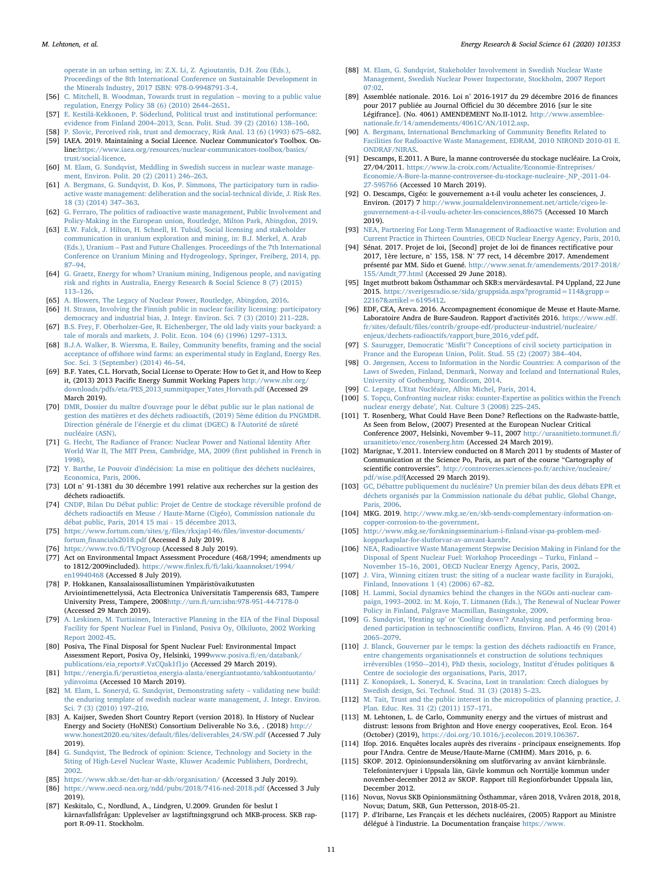operate in an urban setting, in: Z.X. Li, Z. Agioutantis, D.H. Zou (Eds.), Proceedings of the 8th International Conference on Sustainable Development in the Minerals Industry, 2017 ISBN: 978-0-9948791-3-4.

[56] C. Mitchell, B. Woodman, Towards trust in regulation – moving to a public value regulation, Energy Policy 38 (6) (2010) 2644–2651.

[57] E. Kestilä-Kekkonen, P. Söderlund, Political trust and institutional performance: evidence from Finland 2004–2013, Scan. Polit. Stud. 39 (2) (2016) 138–160.

[58] P. Slovic, Perceived risk, trust and democracy, Risk Anal. 13 (6) (1993) 675–682.

[59] IAEA. 2019. Maintaining a Social Licence. Nuclear Communicator's Toolbox. On-line:https://www.iaea.org/resources/nuclear-communicators-toolbox/basics/trust/social-licence.

[60] M. Elam, G. Sundqvist, Meddling in Swedish success in nuclear waste management, Environ. Polit. 20 (2) (2011) 246–263.

[61] A. Bergmans, G. Sundqvist, D. Kos, P. Simmons, The participatory turn in radioactive waste management: deliberation and the social-technical divide, J. Risk Res. 18 (3) (2014) 347–363.

[62] G. Ferraro, The politics of radioactive waste management, Public Involvement and Policy-Making in the European union, Routledge, Milton Park, Abingdon, 2019.

[63] E.W. Falck, J. Hilton, H. Schnell, H. Tulsid, Social licensing and stakeholder communication in uranium exploration and mining, in: B.J. Merkel, A. Arab (Eds.), Uranium – Past and Future Challenges. Proceedings of the 7th International Conference on Uranium Mining and Hydrogeology, Springer, Freiberg, 2014, pp. 87–94.

[64] G. Graetz, Energy for whom? Uranium mining, Indigenous people, and navigating risk and rights in Australia, Energy Research & Social Science 8 (7) (2015) 113–126.

[65] A. Blowers, The Legacy of Nuclear Power, Routledge, Abingdon, 2016.

[66] H. Strauss, Involving the Finnish public in nuclear facility licensing: participatory democracy and industrial bias, J. Integr. Environ. Sci. 7 (3) (2010) 211–228.

[67] B.S. Frey, F. Oberholzer-Gee, R. Eichenberger, The old lady visits your backyard: a tale of morals and markets, J. Polit. Econ. 104 (6) (1996) 1297–1313.

[68] B.J.A. Walker, B. Wiersma, E. Bailey, Community benefits, framing and the social acceptance of offshore wind farms: an experimental study in England, Energy Res. Soc. Sci. 3 (September) (2014) 46–54.

[69] B.F. Yates, C.L. Horvath, Social License to Operate: How to Get it, and How to Keep it, (2013) 2013 Pacific Energy Summit Working Papers http://www.nbr.org/downloads/pdfs/eta/PES_2013_summitpaper_Yates_Horvath.pdf (Accessed 29 March 2019).

[70] DMR, Dossier du maître d'ouvrage pour le débat public sur le plan national de gestion des matières et des déchets radioactifs, (2019) 5ème édition du PNGMDR. Direction générale de l'énergie et du climat (DGEC) & l'Autorité de sûreté nucléaire (ASN).

[71] G. Hecht, The Radiance of France: Nuclear Power and National Identity After World War II, The MIT Press, Cambridge, MA, 2009 (first published in French in 1998).

[72] Y. Barthe, Le Pouvoir d'indécision: La mise en politique des déchets nucléaires, Economica, Paris, 2006.

[73] LOI n° 91-1381 du 30 décembre 1991 relative aux recherches sur la gestion des déchets radioactifs.

[74] CNDP, Bilan Du Débat public: Projet de Centre de stockage réversible profond de déchets radioactifs en Meuse / Haute-Marne (Cigéo), Commission nationale du débat public, Paris, 2014 15 mai - 15 décembre 2013.

[75] https://www.fortum.com/sites/g/files/rkxjap146/files/investor-documents/fortum_financials2018.pdf (Accessed 8 July 2019).

[76] https://www.tvo.fi/TVOgroup (Accessed 8 July 2019).

[77] Act on Environmental Impact Assessment Procedure (468/1994; amendments up to 1812/2009included). https://www.finlex.fi/fi/laki/kaannokset/1994/en19940468 (Accessed 8 July 2019).

[78] P. Hokkanen, Kansalaisosallistuminen Ympäristövaikutusten Arviointimenettelyssä, Acta Electronica Universitatis Tamperensis 683, Tampere University Press, Tampere, 2008http://urn.fi/urn:isbn:978-951-44-7178-0 (Accessed 29 March 2019).

[79] A. Leskinen, M. Turtiainen, Interactive Planning in the EIA of the Final Disposal Facility for Spent Nuclear Fuel in Finland, Posiva Oy, Olkiluoto, 2002 Working Report 2002-45.

[80] Posiva, The Final Disposal for Spent Nuclear Fuel: Environmental Impact Assessment Report, Posiva Oy, Helsinki, 1999www.posiva.fi/en/databank/publications/eia_reports#.VzCQak1f1jo (Accessed 29 March 2019).

[81] https://energia.fi/perustietoa_energia-alasta/energiantuotanto/sahkontuotanto/ydinvoima (Accessed 10 March 2019).

[82] M. Elam, L. Soneryd, G. Sundqvist, Demonstrating safety – validating new build: the enduring template of swedish nuclear waste management, J. Integr. Environ. Sci. 7 (3) (2010) 197–210.

[83] A. Kaijser, Sweden Short Country Report (version 2018). In History of Nuclear Energy and Society (HoNESt) Consortium Deliverable No 3.6, . (2018) http://www.honest2020.eu/sites/default/files/deliverables_24/SW.pdf (Accessed 7 July 2019).

[84] G. Sundqvist, The Bedrock of opinion: Science, Technology and Society in the Siting of High-Level Nuclear Waste, Kluwer Academic Publishers, Dordrecht, 2002.

[85] https://www.skb.se/det-har-ar-skb/organisation/ (Accessed 3 July 2019).

[86] https://www.oecd-nea.org/ndd/pubs/2018/7416-ned-2018.pdf (Accessed 3 July 2019).

[87] Keskitalo, C., Nordlund, A., Lindgren, U.2009. Grunden för beslut I kärnavfallsfrågan: Upplevelser av lagstiftningsgrund och MKB-process. SKB rapport R-09-11. Stockholm.

[88] M. Elam, G. Sundqvist, Stakeholder Involvement in Swedish Nuclear Waste Management, Swedish Nuclear Power Inspectorate, Stockholm, 2007 Report 07:02.

[89] Assemblée nationale. 2016. Loi n° 2016-1917 du 29 décembre 2016 de finances pour 2017 publiée au Journal Officiel du 30 décembre 2016 [sur le site Légifrance]. (No. 4061) AMENDEMENT No.II-1012. http://www.assemblee-nationale.fr/14/amendements/4061C/AN/1012.asp.

[90] A. Bergmans, International Benchmarking of Community Benefits Related to Facilities for Radioactive Waste Management, EDRAM, 2010 NIROND 2010-01 E. ONDRAF/NIRAS.

[91] Descamps, E.2011. A Bure, la manne controversée du stockage nucléaire. La Croix, 27/04/2011. https://www.la-croix.com/Actualite/Economie-Entreprises/Economie/A-Bure-la-manne-controversee-du-stockage-nucleaire-_NP_-2011-04-27-595766 (Accessed 10 March 2019).

[92] O. Descamps, Cigéo: le gouvernement a-t-il voulu acheter les consciences, J. Environ. (2017) 7 http://www.journaldelenvironnement.net/article/cigeo-le-gouvernement-a-t-il-voulu-acheter-les-consciences,88675 (Accessed 10 March 2019).

[93] NEA, Partnering For Long-Term Management of Radioactive waste: Evolution and Current Practice in Thirteen Countries, OECD Nuclear Energy Agency, Paris, 2010.

[94] Sénat. 2017. Projet de loi, [Second] projet de loi de finances rectificative pour 2017, 1ère lecture, n° 155, 158. N° 77 rect, 14 décembre 2017. Amendement présenté par MM. Sido et Guené. http://www.senat.fr/amendements/2017-2018/155/Amdt_77.html (Accessed 29 June 2018).

[95] Inget mutbrott bakom Östhammar och SKB:s mervärdesavtal. P4 Uppland, 22 June 2015. https://sverigesradio.se/sida/gruppsida.aspx?programid=114&grupp=22167&artikel=6195412.

[96] EDF, CEA, Areva. 2016. Accompagnement économique de Meuse et Haute-Marne. Laboratoire Andra de Bure-Saudron. Rapport d'activités 2016. https://www.edf.fr/sites/default/files/contrib/groupe-edf/producteur-industriel/nucleaire/enjeux/dechets-radioactifs/rapport_bure_2016_vdef.pdf.

[97] S. Saurugger, Democratic 'Misfit'? Conceptions of civil society participation in France and the European Union, Polit. Stud. 55 (2) (2007) 384–404.

[98] O. Jørgensen, Access to Information in the Nordic Countries: A comparison of the Laws of Sweden, Finland, Denmark, Norway and Iceland and International Rules, University of Gothenburg, Nordicom, 2014.

[99] C. Lepage, L'Etat Nucléaire, Albin Michel, Paris, 2014.

[100] S. Topçu, Confronting nuclear risks: counter-Expertise as politics within the French nuclear energy debate', Nat. Culture 3 (2008) 225–245.

[101] T. Rosenberg, What Could Have Been Done? Reflections on the Radwaste-battle, As Seen from Below, (2007) Presented at the European Nuclear Critical Conference 2007, Helsinki, November 9–11, 2007 http://uraanitieto.tormunet.fi/uraanitieto/encc/rosenberg.htm (Accessed 24 March 2019).

[102] Marignac, Y.2011. Interview conducted on 8 March 2011 by students of Master of Communication at the Science Po, Paris, as part of the course "Cartography of scientific controversies". http://controverses.sciences-po.fr/archive/nucleaire/pdf/wise.pdf(Accessed 29 March 2019).

[103] GC, Débattre publiquement du nucléaire? Un premier bilan des deux débats EPR et déchets organisés par la Commission nationale du débat public, Global Change, Paris, 2006.

[104] MKG. 2019. http://www.mkg.se/en/skb-sends-complementary-information-on-copper-corrosion-to-the-government.

[105] http://www.mkg.se/forskningsseminarium-i-finland-visar-pa-problem-med-kopparkapslar-for-slutforvar-av-anvant-karnbr.

[106] NEA, Radioactive Waste Management Stepwise Decision Making in Finland for the Disposal of Spent Nuclear Fuel: Workshop Proceedings – Turku, Finland – November 15–16, 2001, OECD Nuclear Energy Agency, Paris, 2002.

[107] J. Vira, Winning citizen trust: the siting of a nuclear waste facility in Eurajoki, Finland, Innovations 1 (4) (2006) 67–82.

[108] H. Lammi, Social dynamics behind the changes in the NGOs anti-nuclear campaign, 1993–2002. in: M. Kojo, T. Litmanen (Eds.), The Renewal of Nuclear Power Policy in Finland, Palgrave Macmillan, Basingstoke, 2009.

[109] G. Sundqvist, 'Heating up' or 'Cooling down'? Analysing and performing broadened participation in technoscientific conflicts, Environ. Plan. A 46 (9) (2014) 2065–2079.

[110] J. Blanck, Gouverner par le temps: la gestion des déchets radioactifs en France, entre changements organisationnels et construction de solutions techniques irréversibles (1950—2014), PhD thesis, sociology, Institut d'études politiques & Centre de sociologie des organisations, Paris, 2017.

[111] Z. Konopásek, L. Soneryd, K. Svacina, Lost in translation: Czech dialogues by Swedish design, Sci. Technol. Stud. 31 (3) (2018) 5–23.

[112] M. Tait, Trust and the public interest in the micropolitics of planning practice, J. Plan. Educ. Res. 31 (2) (2011) 157–171.

[113] M. Lehtonen, L. de Carlo, Community energy and the virtues of mistrust and distrust: lessons from Brighton and Hove energy cooperatives, Ecol. Econ. 164 (October) (2019), https://doi.org/10.1016/j.ecolecon.2019.106367.

[114] Ifop. 2016. Enquêtes locales auprès des riverains - principaux enseignements. Ifop pour l'Andra. Centre de Meuse/Haute-Marne (CMHM). Mars 2016, p. 6.

[115] SKOP. 2012. Opinionsundersökning om slutförvaring av använt kärnbränsle. Telefonintervjuer i Uppsala län, Gävle kommun och Norrtälje kommun under november-december 2012 av SKOP. Rapport till Regionförbundet Uppsala län, December 2012.

[116] Novus, Novus SKB Opinionsmätning Östhammar, våren 2018, Vvåren 2018, 2018, Novus; Datum, SKB, Gun Pettersson, 2018-05-21.

[117] P. d'Iribarne, Les Français et les déchets nucléaires, (2005) Rapport au Ministre délégué à l'industrie. La Documentation française https://www.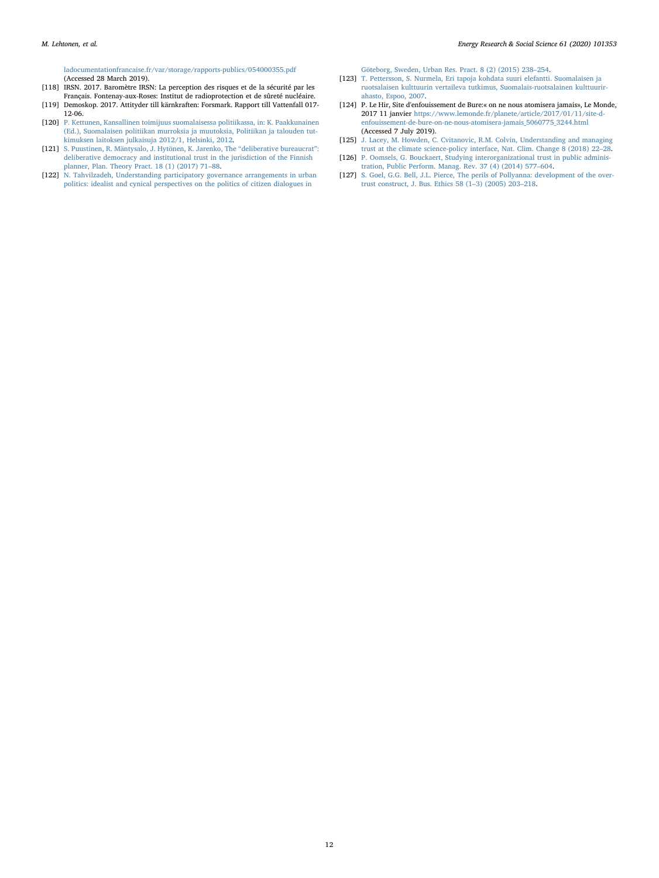ladocumentationfrancaise.fr/var/storage/rapports-publics/054000355.pdf (Accessed 28 March 2019).

[118] IRSN. 2017. Baromètre IRSN: La perception des risques et de la sécurité par les Français. Fontenay-aux-Roses: Institut de radioprotection et de sûreté nucléaire.

[119] Demoskop. 2017. Attityder till kärnkraften: Forsmark. Rapport till Vattenfall 017-12-06.

[120] P. Kettunen, Kansallinen toimijuus suomalaisessa politiikassa, in: K. Paakkunainen (Ed.), Suomalaisen politiikan murroksia ja muutoksia, Politiikan ja talouden tutkimuksen laitoksen julkaisuja 2012/1, Helsinki, 2012.

[121] S. Puustinen, R. Mäntysalo, J. Hytönen, K. Jarenko, The "deliberative bureaucrat": deliberative democracy and institutional trust in the jurisdiction of the Finnish planner, Plan. Theory Pract. 18 (1) (2017) 71–88.

[122] N. Tahvilzadeh, Understanding participatory governance arrangements in urban politics: idealist and cynical perspectives on the politics of citizen dialogues in Göteborg, Sweden, Urban Res. Pract. 8 (2) (2015) 238–254.

[123] T. Pettersson, S. Nurmela, Eri tapoja kohdata suuri elefantti. Suomalaisen ja ruotsalaisen kulttuurin vertaileva tutkimus, Suomalais-ruotsalainen kulttuurirahasto, Espoo, 2007.

[124] P. Le Hir, Site d'enfouissement de Bure:« on ne nous atomisera jamais», Le Monde, 2017 11 janvier https://www.lemonde.fr/planete/article/2017/01/11/site-d-enfouissement-de-bure-on-ne-nous-atomisera-jamais_5060775_3244.html (Accessed 7 July 2019).

[125] J. Lacey, M. Howden, C. Cvitanovic, R.M. Colvin, Understanding and managing trust at the climate science-policy interface, Nat. Clim. Change 8 (2018) 22–28.

[126] P. Oomsels, G. Bouckaert, Studying interorganizational trust in public administration, Public Perform. Manag. Rev. 37 (4) (2014) 577–604.

[127] S. Goel, G.G. Bell, J.L. Pierce, The perils of Pollyanna: development of the over-trust construct, J. Bus. Ethics 58 (1–3) (2005) 203–218.